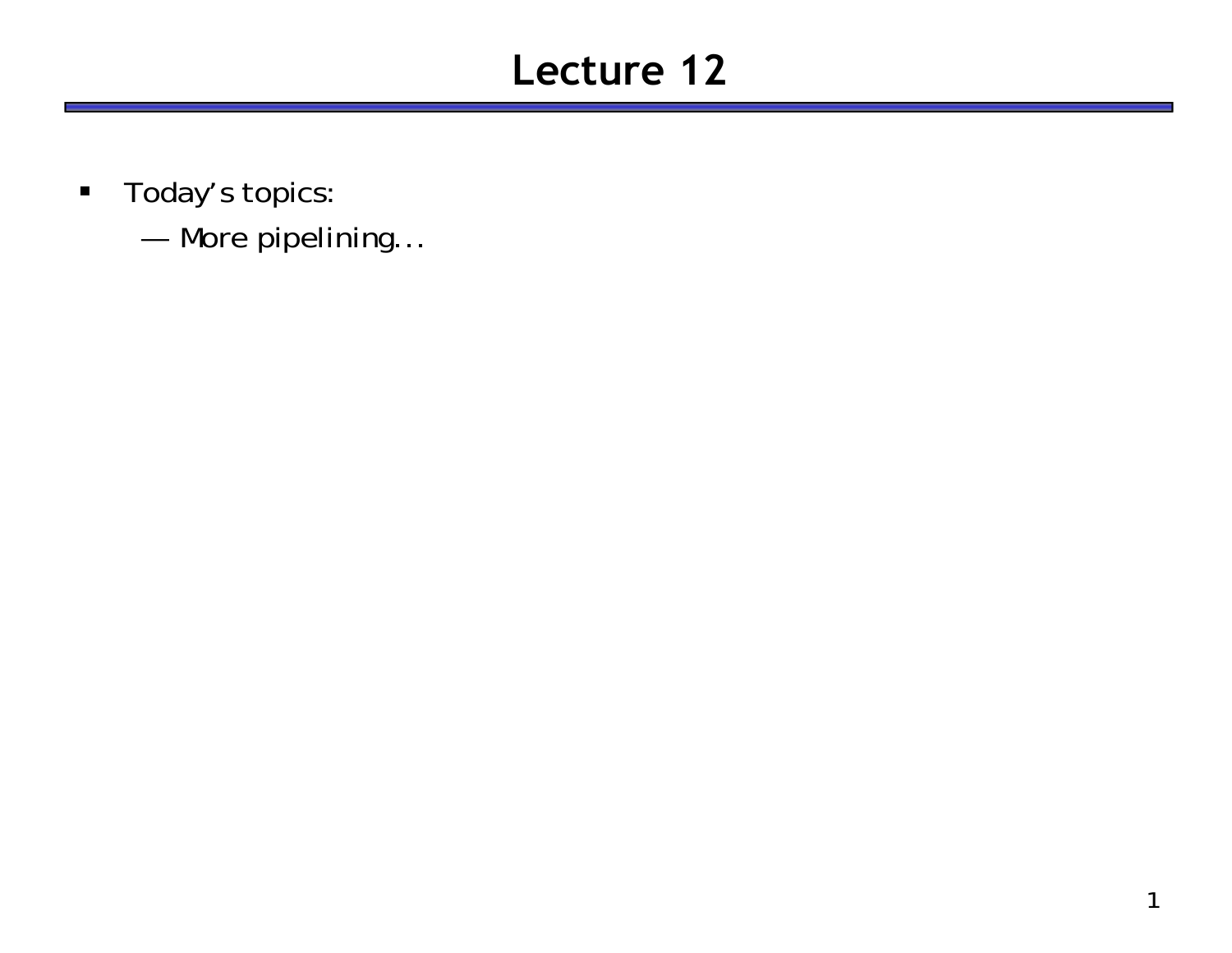# Lecture 12

- Today's topics:
  - More pipelining...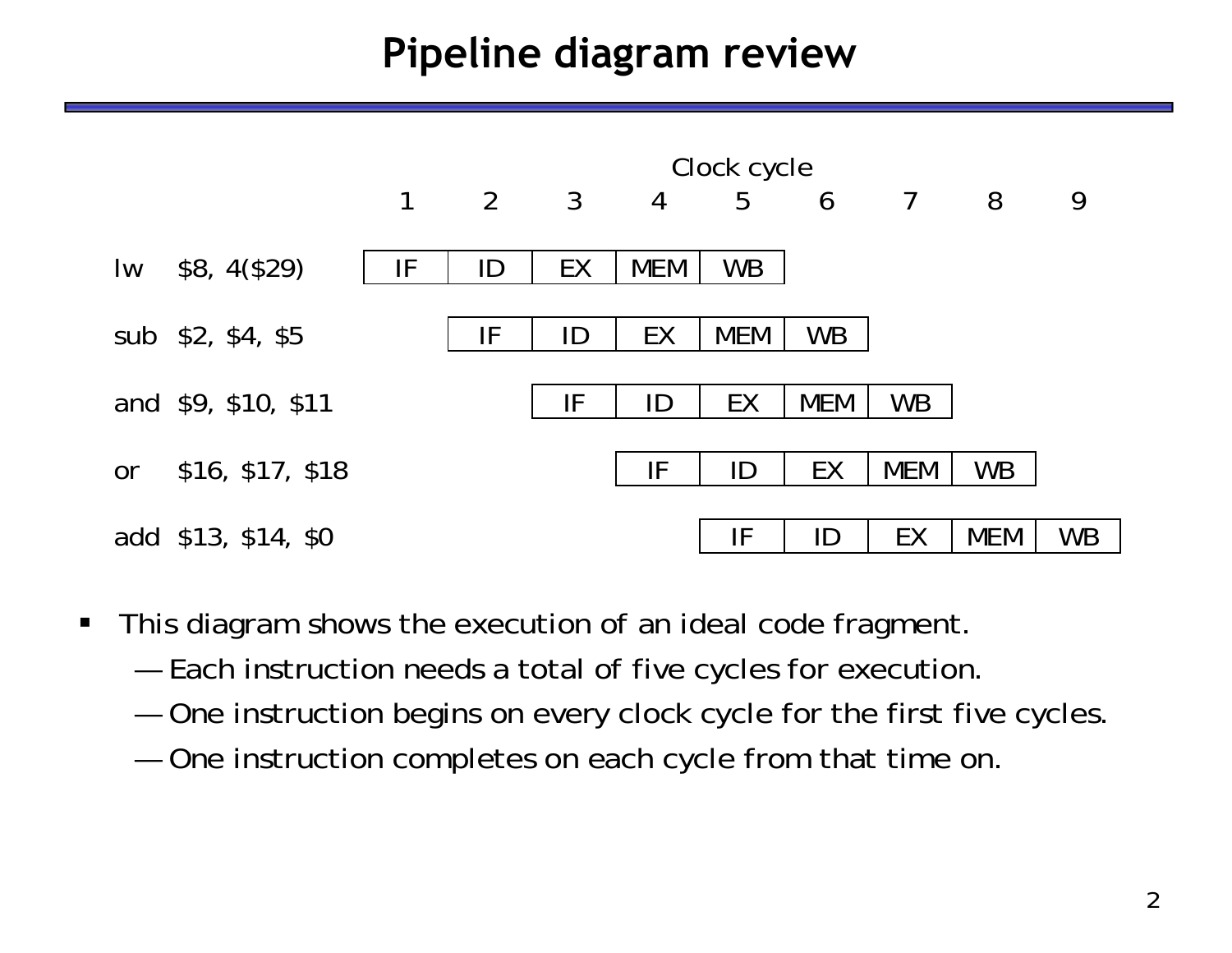# Pipeline diagram review

| | Clock cycle | | | | | | | | |
|---|---|---|---|---|---|---|---|---|---|
| | 1 | 2 | 3 | 4 | 5 | 6 | 7 | 8 | 9 |
| lw $8, 4($29) | IF | ID | EX | MEM | WB | | | | |
| sub $2, $4, $5 | | IF | ID | EX | MEM | WB | | | |
| and $9, $10, $11 | | | IF | ID | EX | MEM | WB | | |
| or $16, $17, $18 | | | | IF | ID | EX | MEM | WB | |
| add $13, $14, $0 | | | | | IF | ID | EX | MEM | WB |

- This diagram shows the execution of an ideal code fragment.
  - Each instruction needs a total of five cycles for execution.
  - One instruction begins on every clock cycle for the first five cycles.
  - One instruction completes on each cycle from that time on.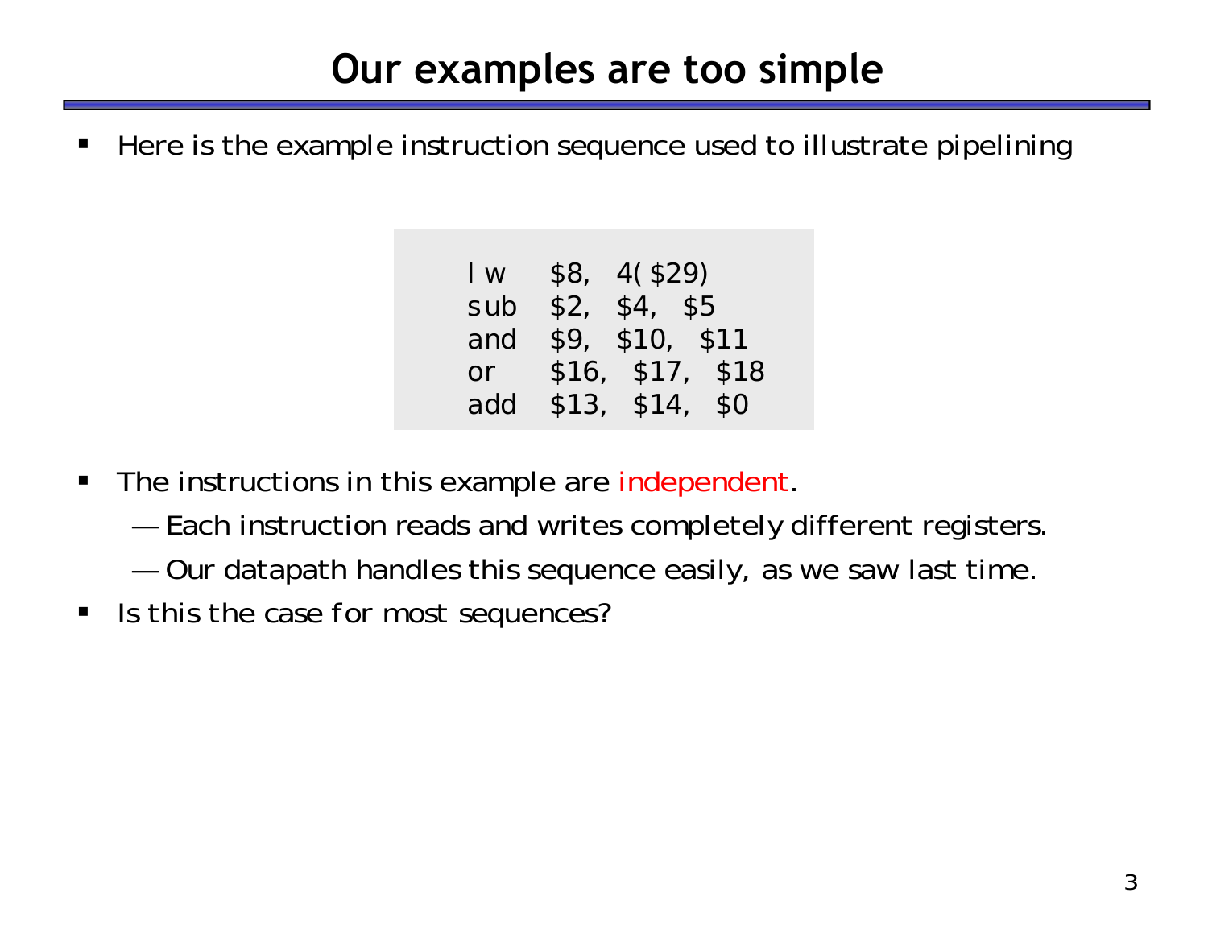# Our examples are too simple

- Here is the example instruction sequence used to illustrate pipelining

```
lw   $8, 4($29)
sub  $2, $4, $5
and  $9, $10, $11
or   $16, $17, $18
add  $13, $14, $0
```

- The instructions in this example are independent.
  - Each instruction reads and writes completely different registers.
  - Our datapath handles this sequence easily, as we saw last time.
- Is this the case for most sequences?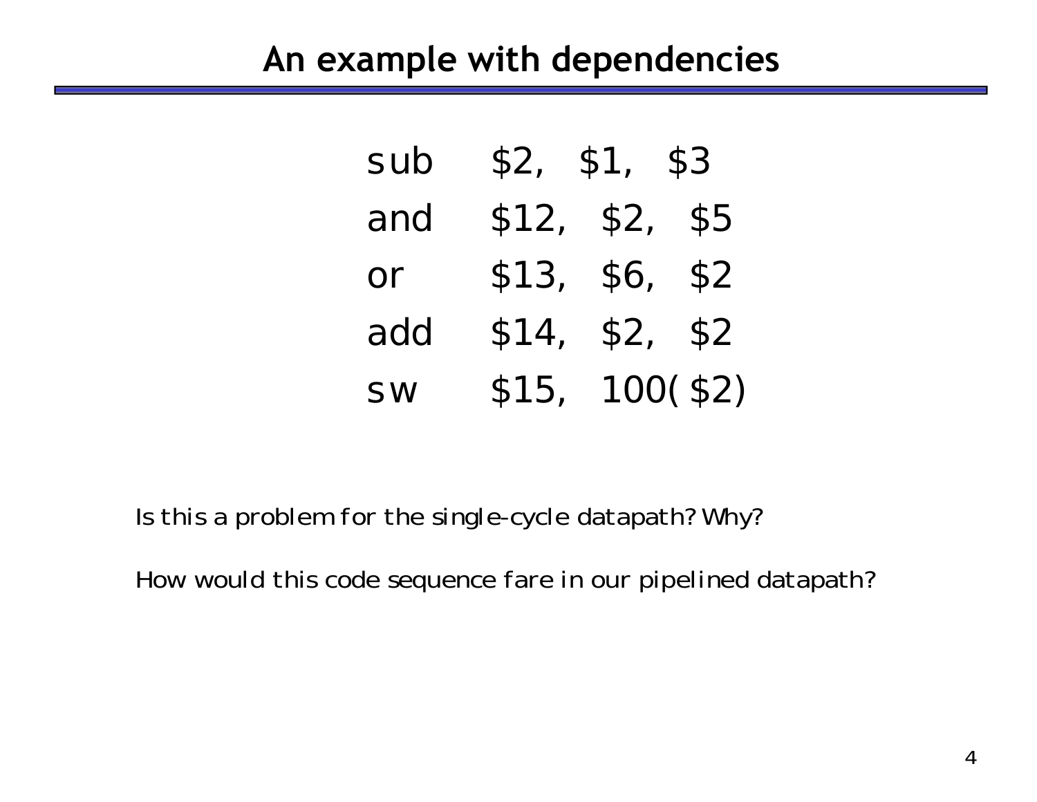# An example with dependencies

```
sub   $2,  $1,  $3
and   $12, $2,  $5
or    $13, $6,  $2
add   $14, $2,  $2
sw    $15, 100($2)
```

Is this a problem for the single-cycle datapath? Why?

How would this code sequence fare in our pipelined datapath?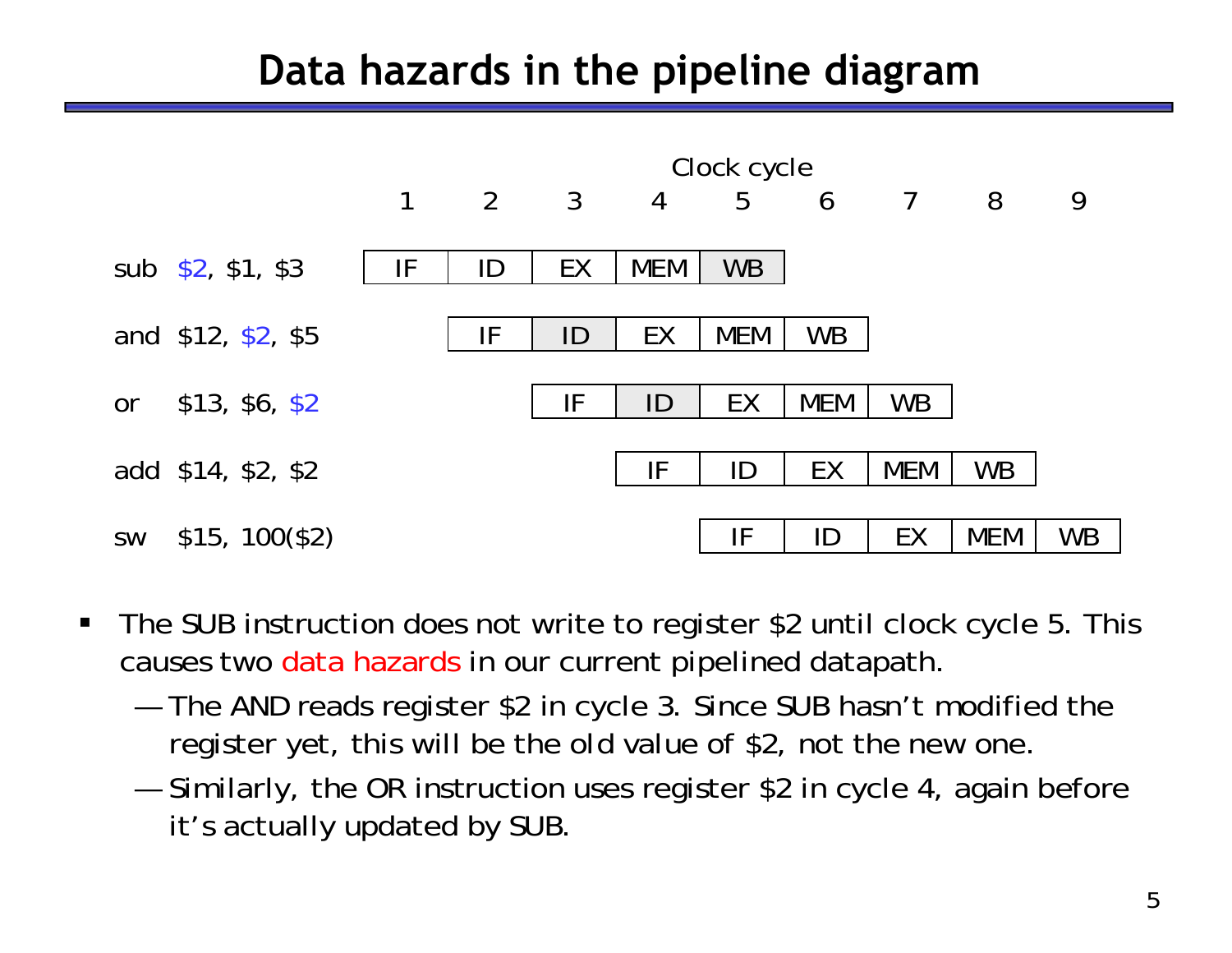# Data hazards in the pipeline diagram

| | Clock cycle | | | | | | | | |
|---|---|---|---|---|---|---|---|---|---|
| | 1 | 2 | 3 | 4 | 5 | 6 | 7 | 8 | 9 |
| sub $2, $1, $3 | IF | ID | EX | MEM | WB | | | | |
| and $12, $2, $5 | | IF | ID | EX | MEM | WB | | | |
| or $13, $6, $2 | | | IF | ID | EX | MEM | WB | | |
| add $14, $2, $2 | | | | IF | ID | EX | MEM | WB | |
| sw $15, 100($2) | | | | | IF | ID | EX | MEM | WB |

- The SUB instruction does not write to register $2 until clock cycle 5. This causes two data hazards in our current pipelined datapath.
  - The AND reads register $2 in cycle 3. Since SUB hasn't modified the register yet, this will be the old value of $2, not the new one.
  - Similarly, the OR instruction uses register $2 in cycle 4, again before it's actually updated by SUB.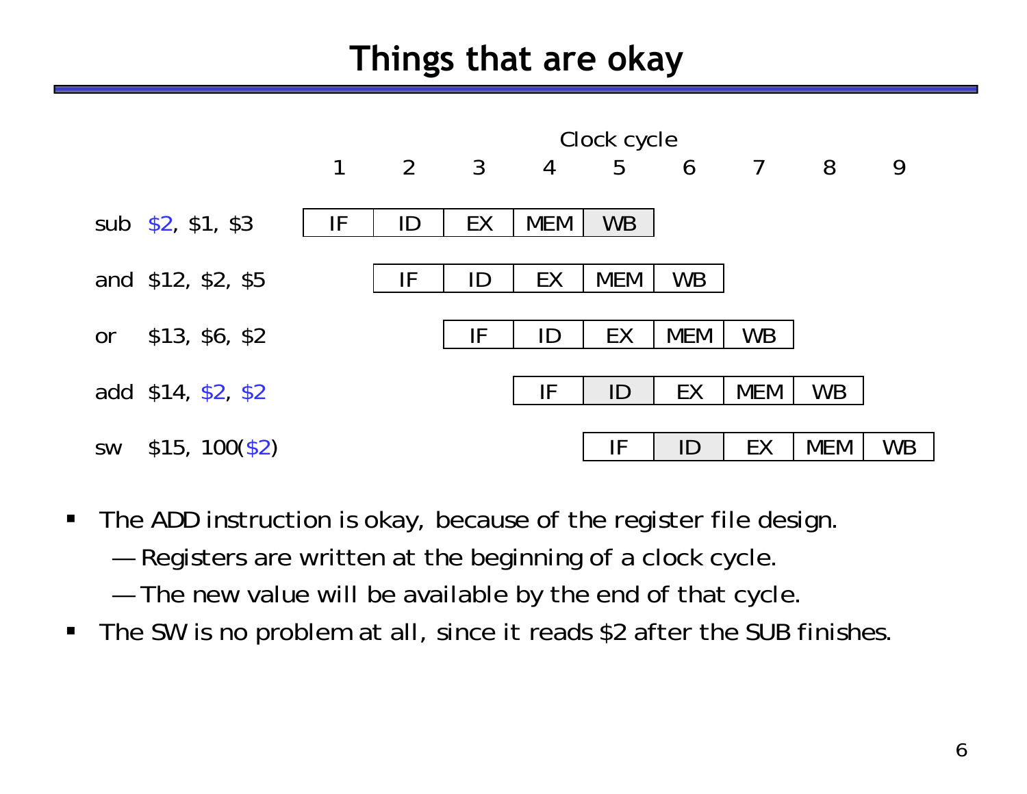# Things that are okay

| | Clock cycle | | | | | | | | |
|---|---|---|---|---|---|---|---|---|---|
| | 1 | 2 | 3 | 4 | 5 | 6 | 7 | 8 | 9 |
| sub $2, $1, $3 | IF | ID | EX | MEM | WB | | | | |
| and $12, $2, $5 | | IF | ID | EX | MEM | WB | | | |
| or $13, $6, $2 | | | IF | ID | EX | MEM | WB | | |
| add $14, $2, $2 | | | | IF | ID | EX | MEM | WB | |
| sw $15, 100($2) | | | | | IF | ID | EX | MEM | WB |

- The ADD instruction is okay, because of the register file design.
  - — Registers are written at the beginning of a clock cycle.
  - — The new value will be available by the end of that cycle.
- The SW is no problem at all, since it reads $2 after the SUB finishes.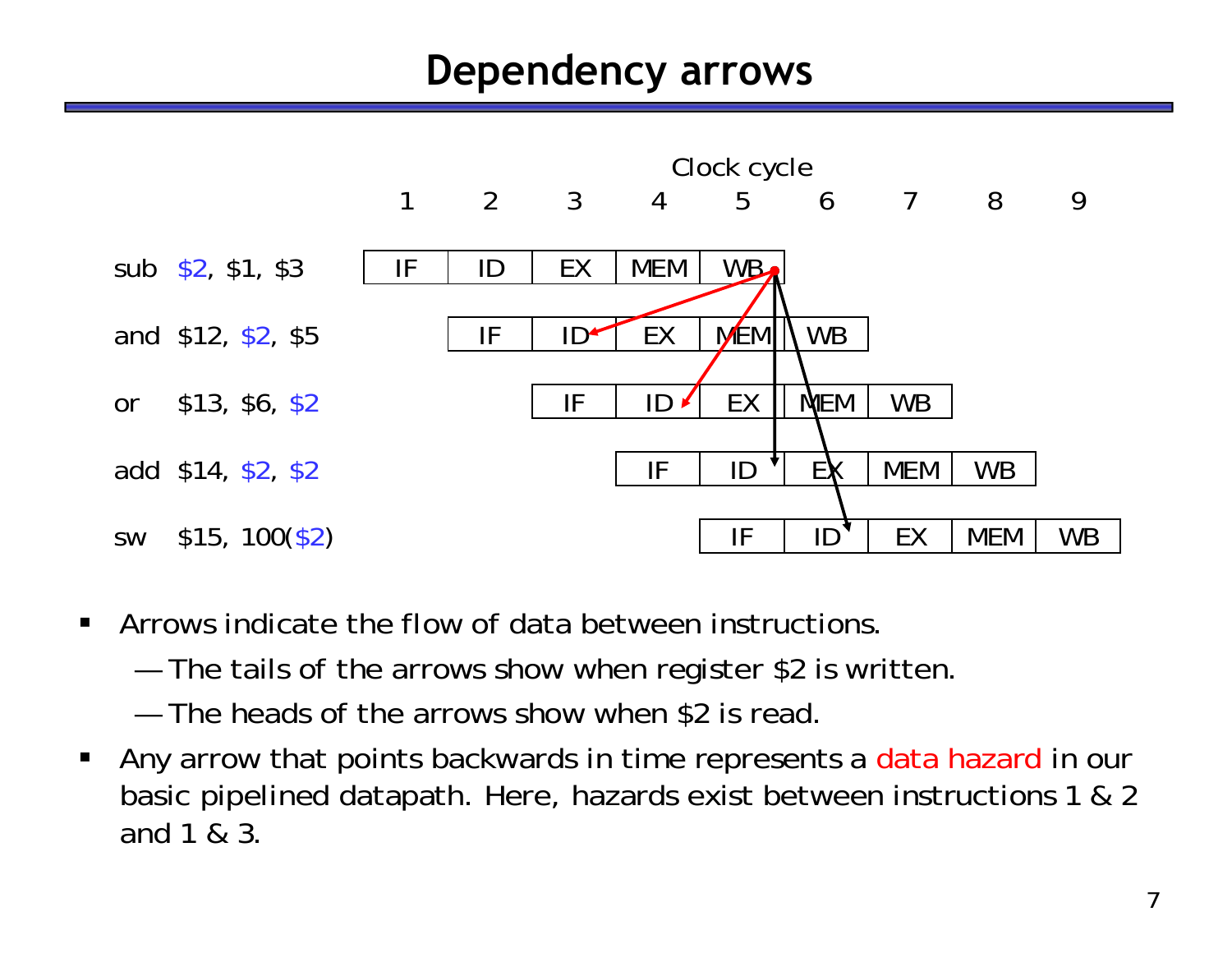# Dependency arrows

Clock cycle

| | 1 | 2 | 3 | 4 | 5 | 6 | 7 | 8 | 9 |
|---|---|---|---|---|---|---|---|---|---|
| sub $2, $1, $3 | IF | ID | EX | MEM | WB | | | | |
| and $12, $2, $5 | | IF | ID | EX | MEM | WB | | | |
| or $13, $6, $2 | | | IF | ID | EX | MEM | WB | | |
| add $14, $2, $2 | | | | IF | ID | EX | MEM | WB | |
| sw $15, 100($2) | | | | | IF | ID | EX | MEM | WB |

- Arrows indicate the flow of data between instructions.
  - The tails of the arrows show when register $2 is written.
  - The heads of the arrows show when $2 is read.
- Any arrow that points backwards in time represents a data hazard in our basic pipelined datapath. Here, hazards exist between instructions 1 & 2 and 1 & 3.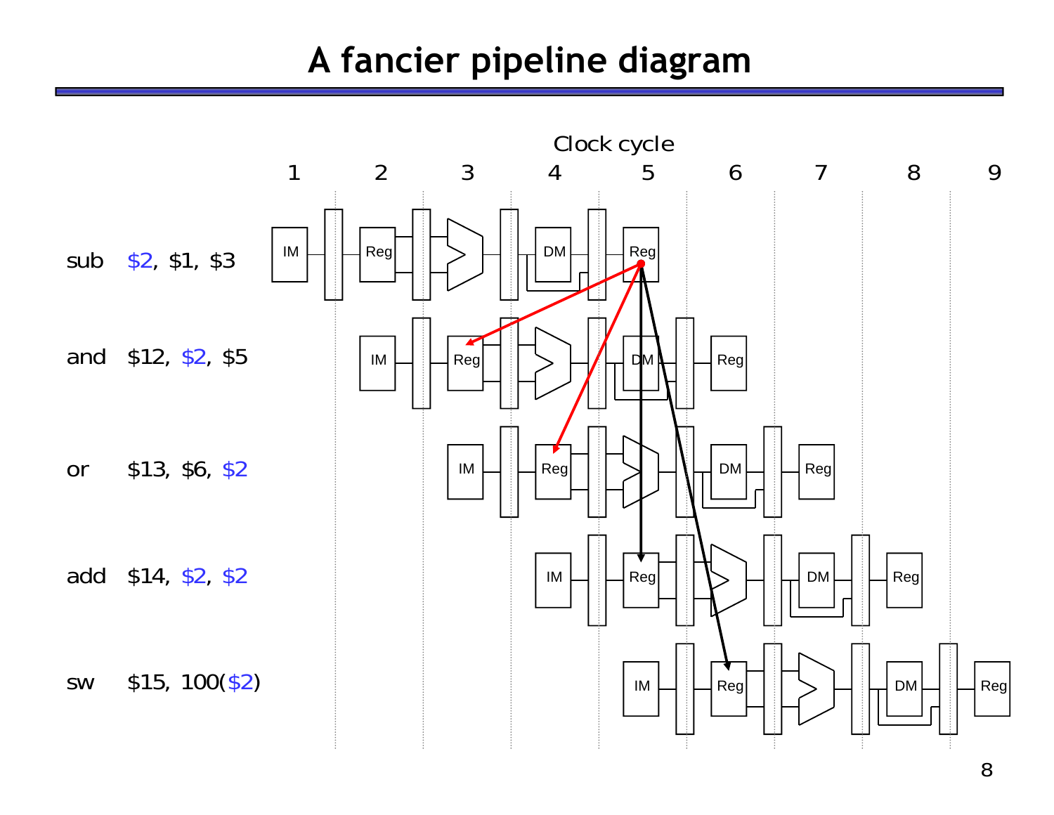# A fancier pipeline diagram

Clock cycle

1 2 3 4 5 6 7 8 9

sub $2, $1, $3

and $12, $2, $5

or $13, $6, $2

add $14, $2, $2

sw $15, 100($2)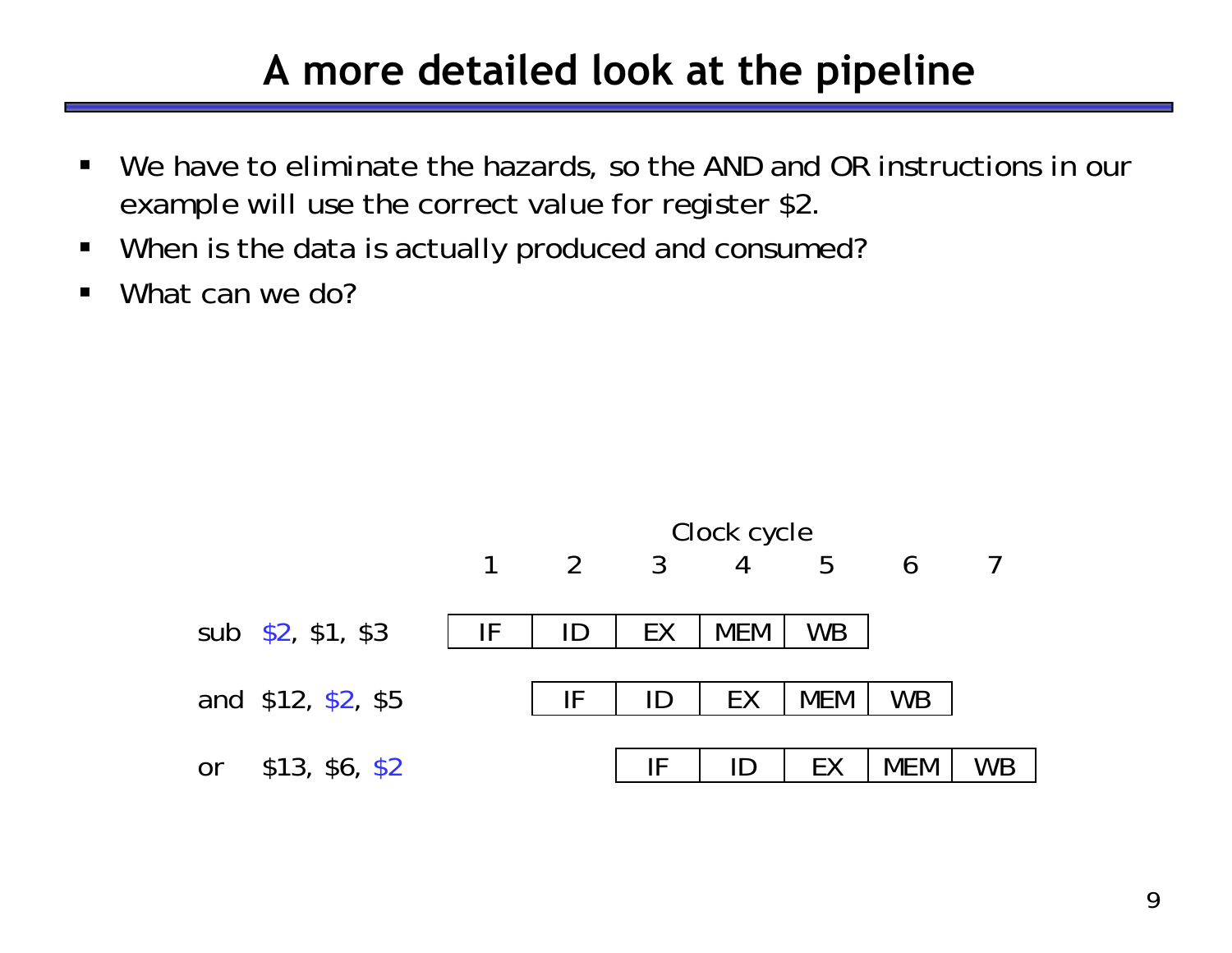# A more detailed look at the pipeline

- We have to eliminate the hazards, so the AND and OR instructions in our example will use the correct value for register $2.
- When is the data is actually produced and consumed?
- What can we do?

| | Clock cycle 1 | 2 | 3 | 4 | 5 | 6 | 7 |
|---|---|---|---|---|---|---|---|
| sub $2, $1, $3 | IF | ID | EX | MEM | WB | | |
| and $12, $2, $5 | | IF | ID | EX | MEM | WB | |
| or $13, $6, $2 | | | IF | ID | EX | MEM | WB |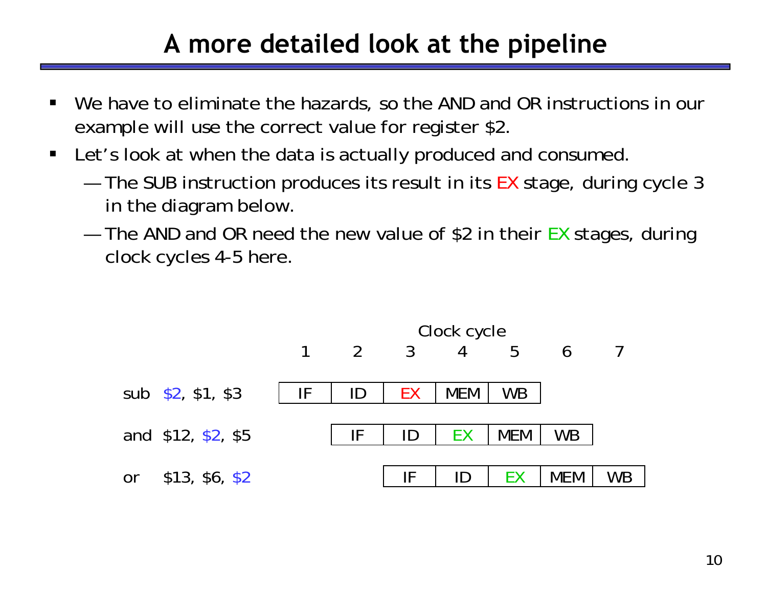# A more detailed look at the pipeline

- We have to eliminate the hazards, so the AND and OR instructions in our example will use the correct value for register $2.
- Let's look at when the data is actually produced and consumed.
  - The SUB instruction produces its result in its EX stage, during cycle 3 in the diagram below.
  - The AND and OR need the new value of $2 in their EX stages, during clock cycles 4-5 here.

Clock cycle

| | 1 | 2 | 3 | 4 | 5 | 6 | 7 |
|---|---|---|---|---|---|---|---|
| sub $2, $1, $3 | IF | ID | EX | MEM | WB | | |
| and $12, $2, $5 | | IF | ID | EX | MEM | WB | |
| or $13, $6, $2 | | | IF | ID | EX | MEM | WB |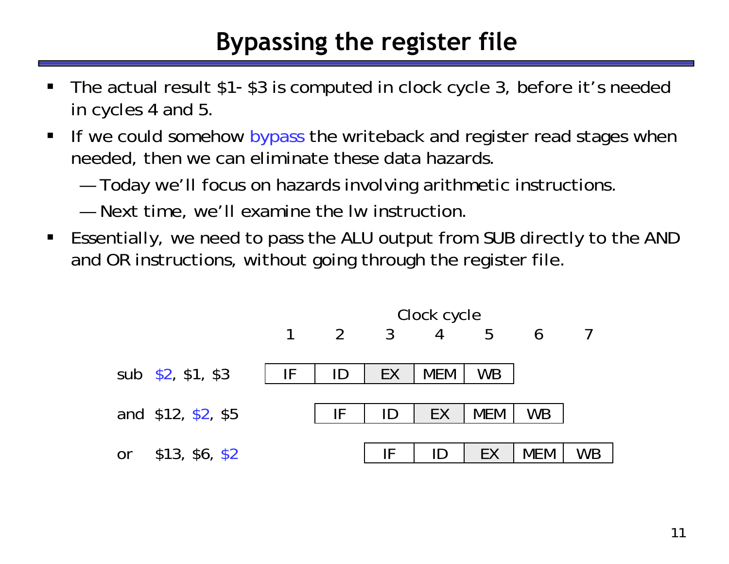# Bypassing the register file

- The actual result $1- $3 is computed in clock cycle 3, before it's needed in cycles 4 and 5.
- If we could somehow bypass the writeback and register read stages when needed, then we can eliminate these data hazards.
  - — Today we'll focus on hazards involving arithmetic instructions.
  - — Next time, we'll examine the lw instruction.
- Essentially, we need to pass the ALU output from SUB directly to the AND and OR instructions, without going through the register file.

| | Clock cycle 1 | 2 | 3 | 4 | 5 | 6 | 7 |
|---|---|---|---|---|---|---|---|
| sub $2, $1, $3 | IF | ID | EX | MEM | WB | | |
| and $12, $2, $5 | | IF | ID | EX | MEM | WB | |
| or $13, $6, $2 | | | IF | ID | EX | MEM | WB |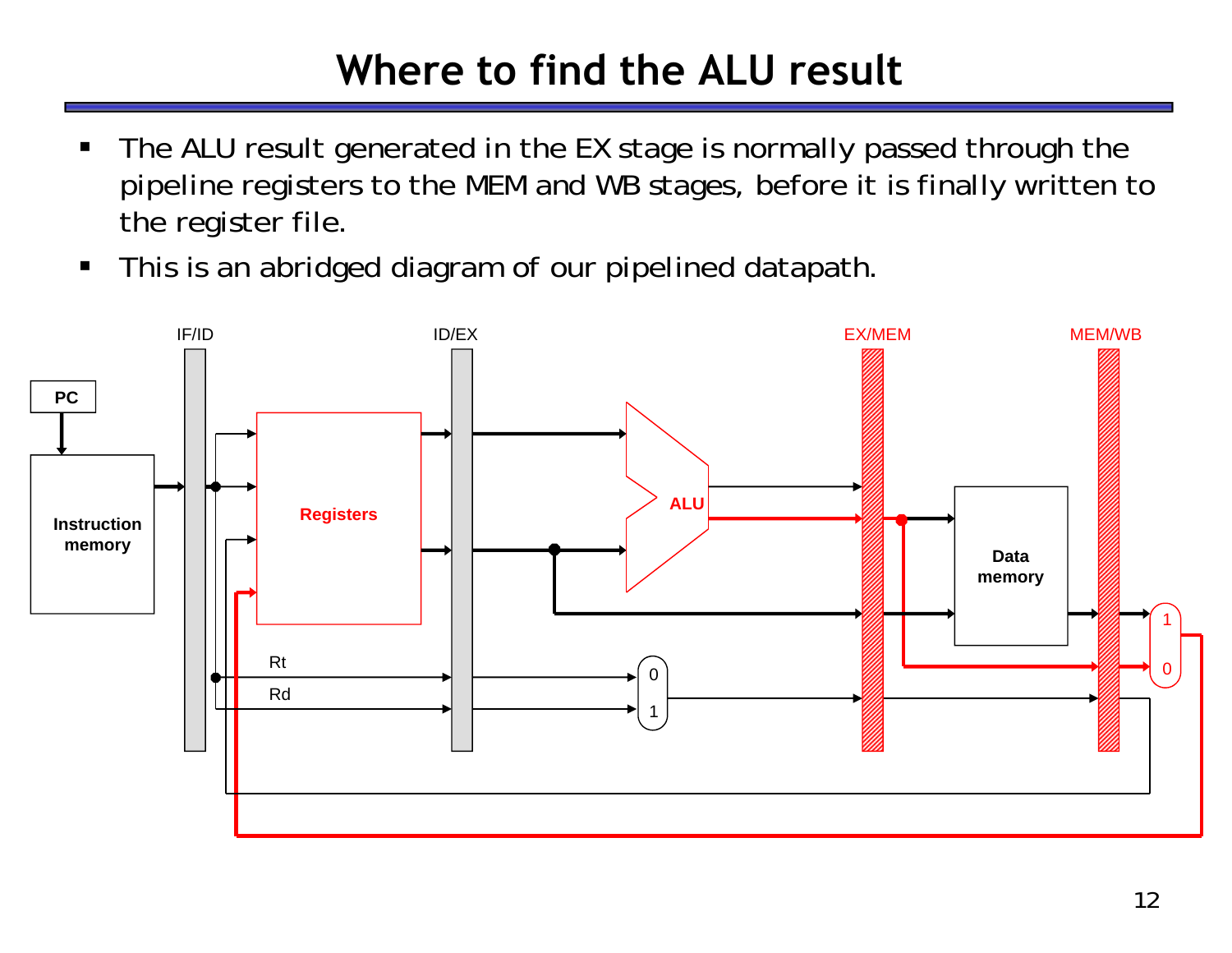# Where to find the ALU result

- The ALU result generated in the EX stage is normally passed through the pipeline registers to the MEM and WB stages, before it is finally written to the register file.
- This is an abridged diagram of our pipelined datapath.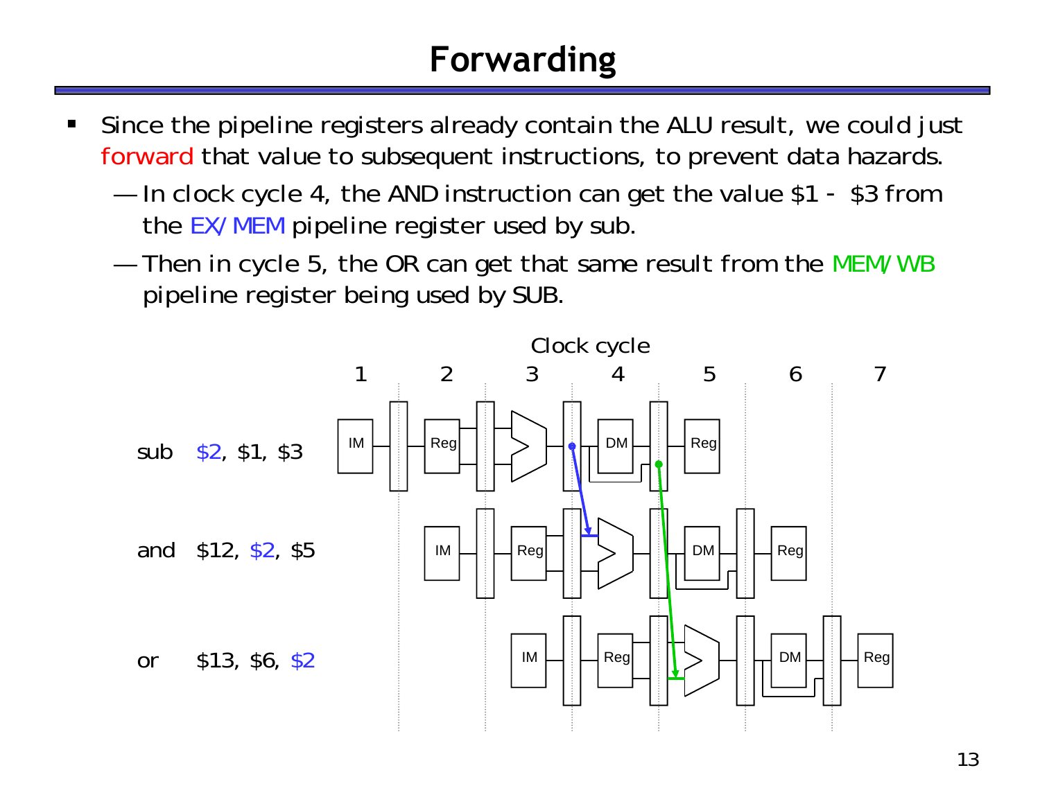# Forwarding

- Since the pipeline registers already contain the ALU result, we could just forward that value to subsequent instructions, to prevent data hazards.
  - In clock cycle 4, the AND instruction can get the value $1 - $3 from the EX/MEM pipeline register used by sub.
  - Then in cycle 5, the OR can get that same result from the MEM/WB pipeline register being used by SUB.

Clock cycle: 1, 2, 3, 4, 5, 6, 7

```
sub  $2, $1, $3
and  $12, $2, $5
or   $13, $6, $2
```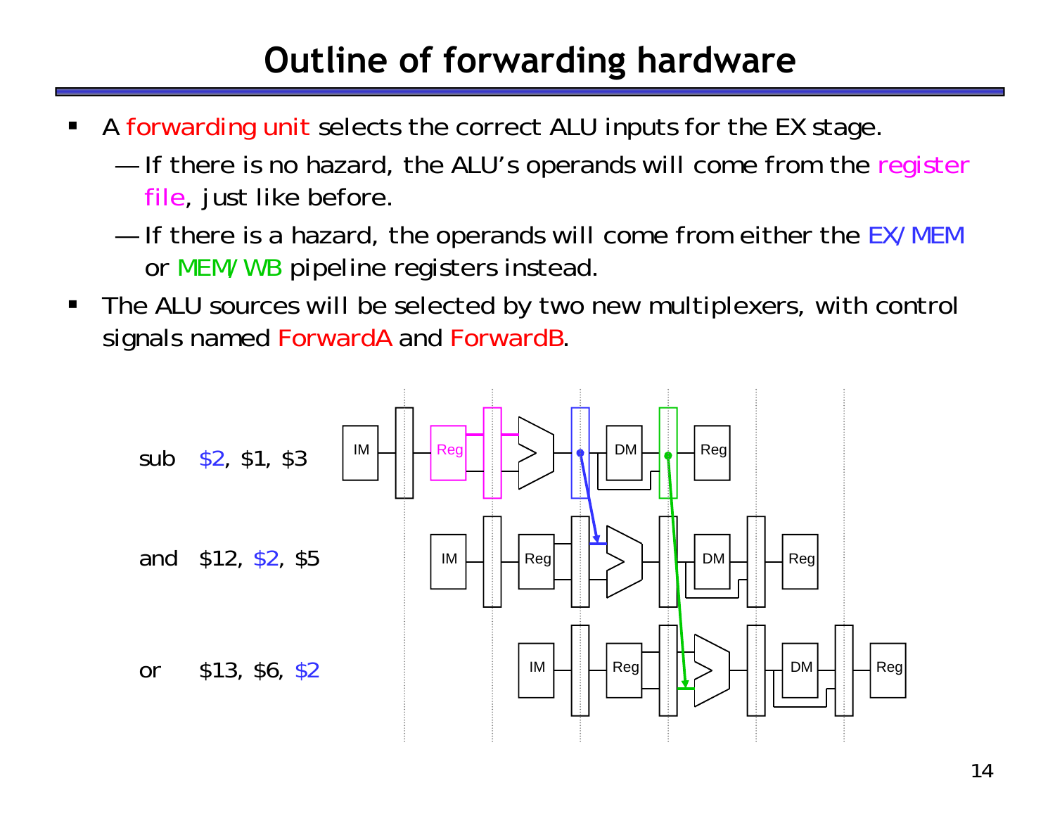# Outline of forwarding hardware

- A forwarding unit selects the correct ALU inputs for the EX stage.
  - If there is no hazard, the ALU's operands will come from the register file, just like before.
  - If there is a hazard, the operands will come from either the EX/MEM or MEM/WB pipeline registers instead.
- The ALU sources will be selected by two new multiplexers, with control signals named ForwardA and ForwardB.

```
sub  $2, $1, $3
and  $12, $2, $5
or   $13, $6, $2
```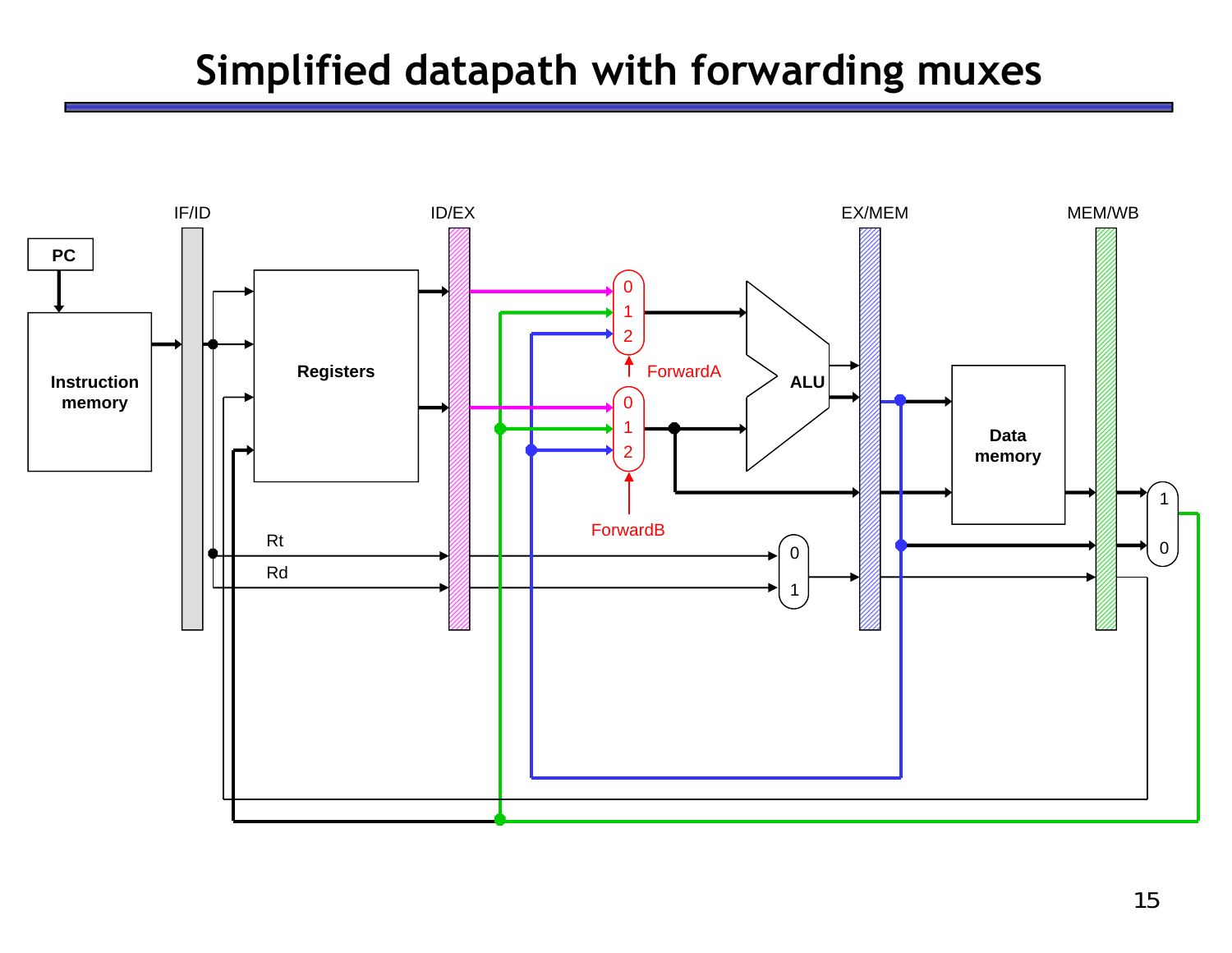# Simplified datapath with forwarding muxes

PC

Instruction memory

IF/ID

Registers

ID/EX

Rt

Rd

0
1
2

ForwardA

0
1
2

ForwardB

ALU

0
1

EX/MEM

Data memory

MEM/WB

1
0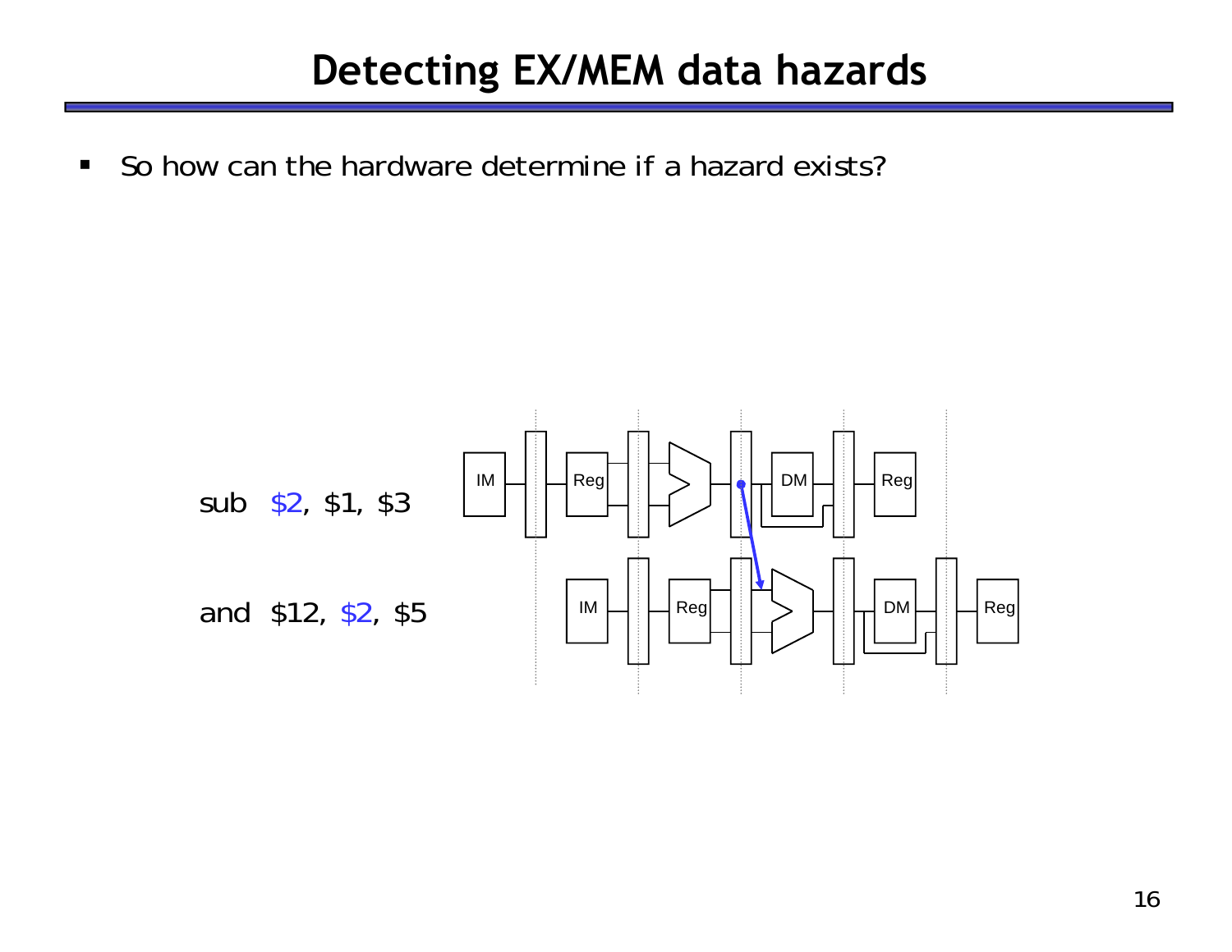# Detecting EX/MEM data hazards

- So how can the hardware determine if a hazard exists?

sub $2, $1, $3

and $12, $2, $5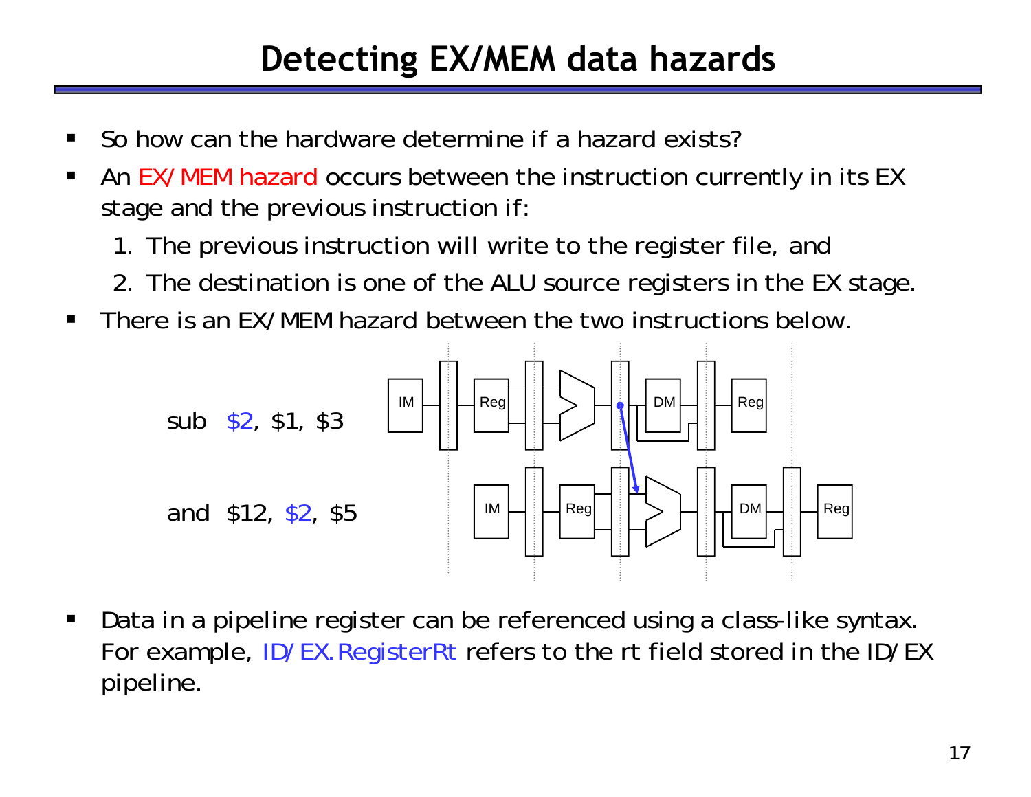# Detecting EX/MEM data hazards

- So how can the hardware determine if a hazard exists?
- An EX/MEM hazard occurs between the instruction currently in its EX stage and the previous instruction if:
  1. The previous instruction will write to the register file, and
  2. The destination is one of the ALU source registers in the EX stage.
- There is an EX/MEM hazard between the two instructions below.

```
sub  $2, $1, $3

and  $12, $2, $5
```

- Data in a pipeline register can be referenced using a class-like syntax. For example, ID/EX.RegisterRt refers to the rt field stored in the ID/EX pipeline.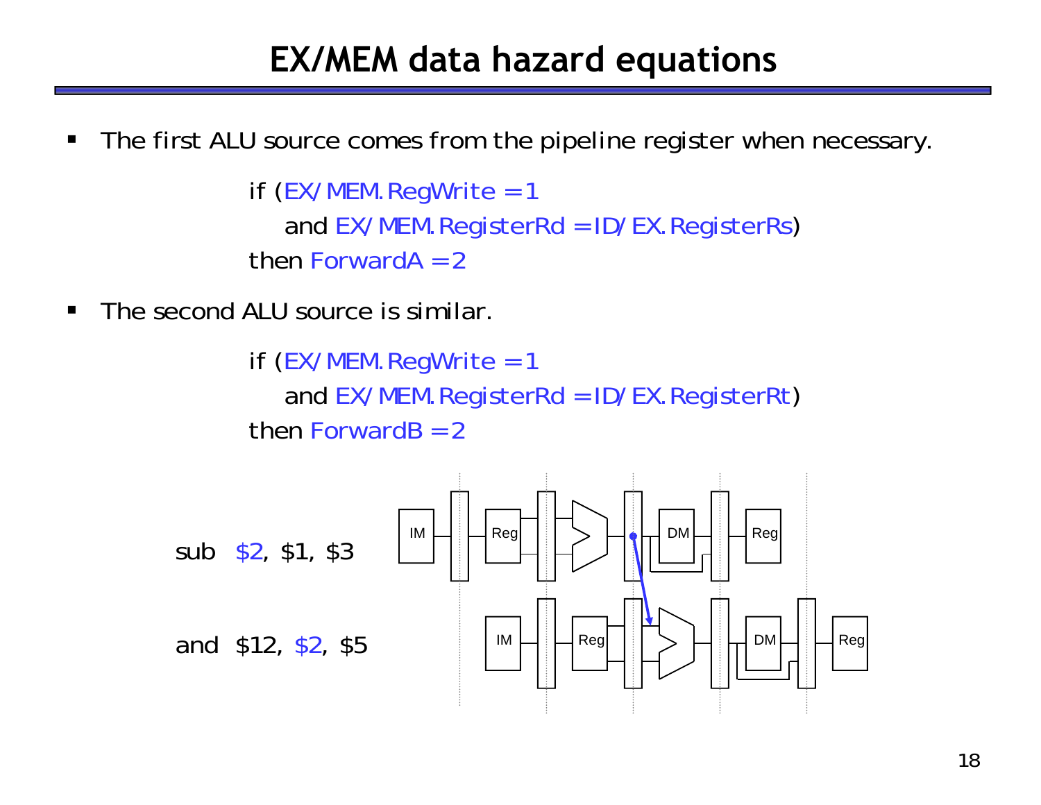# EX/MEM data hazard equations

- The first ALU source comes from the pipeline register when necessary.

```
if (EX/MEM.RegWrite = 1
    and EX/MEM.RegisterRd = ID/EX.RegisterRs)
then ForwardA = 2
```

- The second ALU source is similar.

```
if (EX/MEM.RegWrite = 1
    and EX/MEM.RegisterRd = ID/EX.RegisterRt)
then ForwardB = 2
```

```
sub  $2, $1, $3
and  $12, $2, $5
```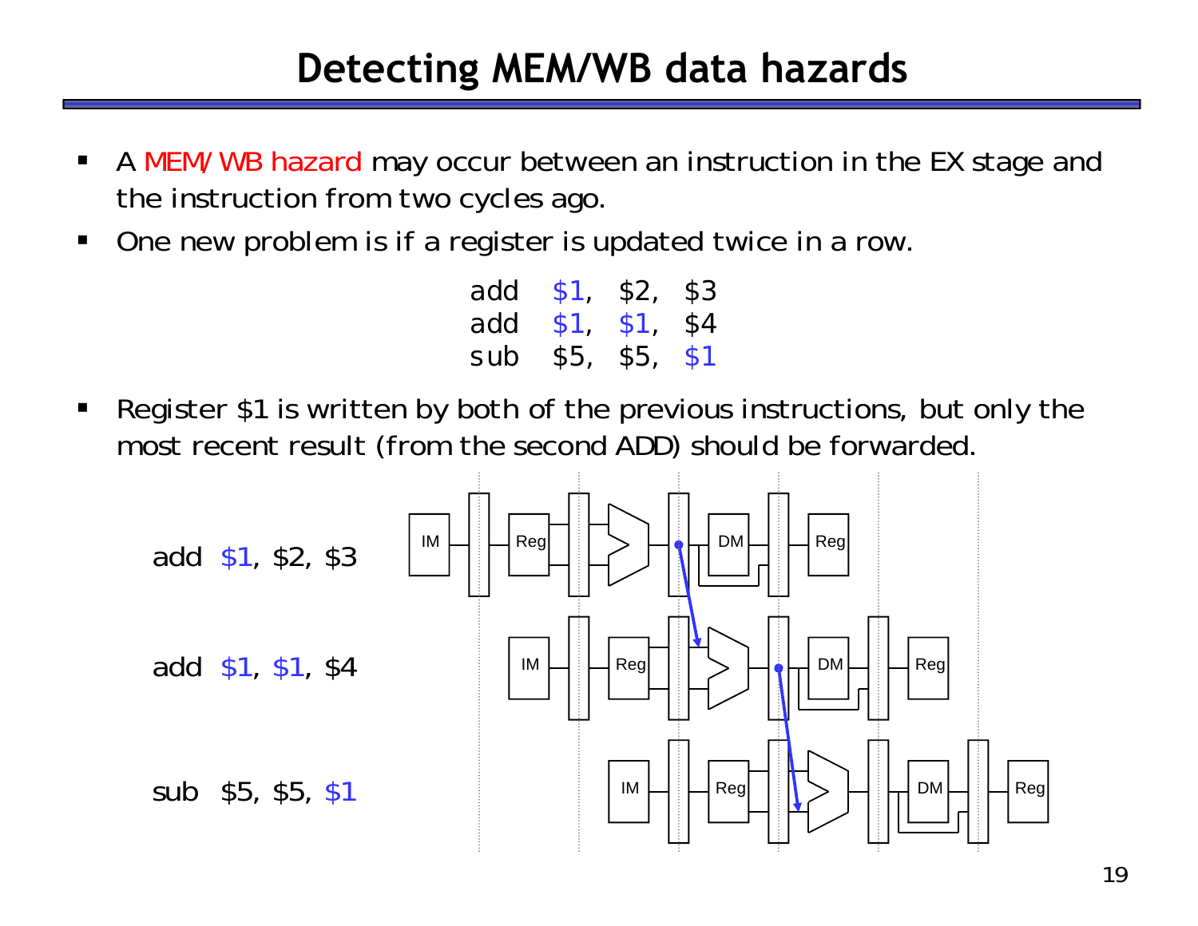# Detecting MEM/WB data hazards

- A MEM/WB hazard may occur between an instruction in the EX stage and the instruction from two cycles ago.
- One new problem is if a register is updated twice in a row.

```
add  $1, $2, $3
add  $1, $1, $4
sub  $5, $5, $1
```

- Register $1 is written by both of the previous instructions, but only the most recent result (from the second ADD) should be forwarded.

add $1, $2, $3

add $1, $1, $4

sub $5, $5, $1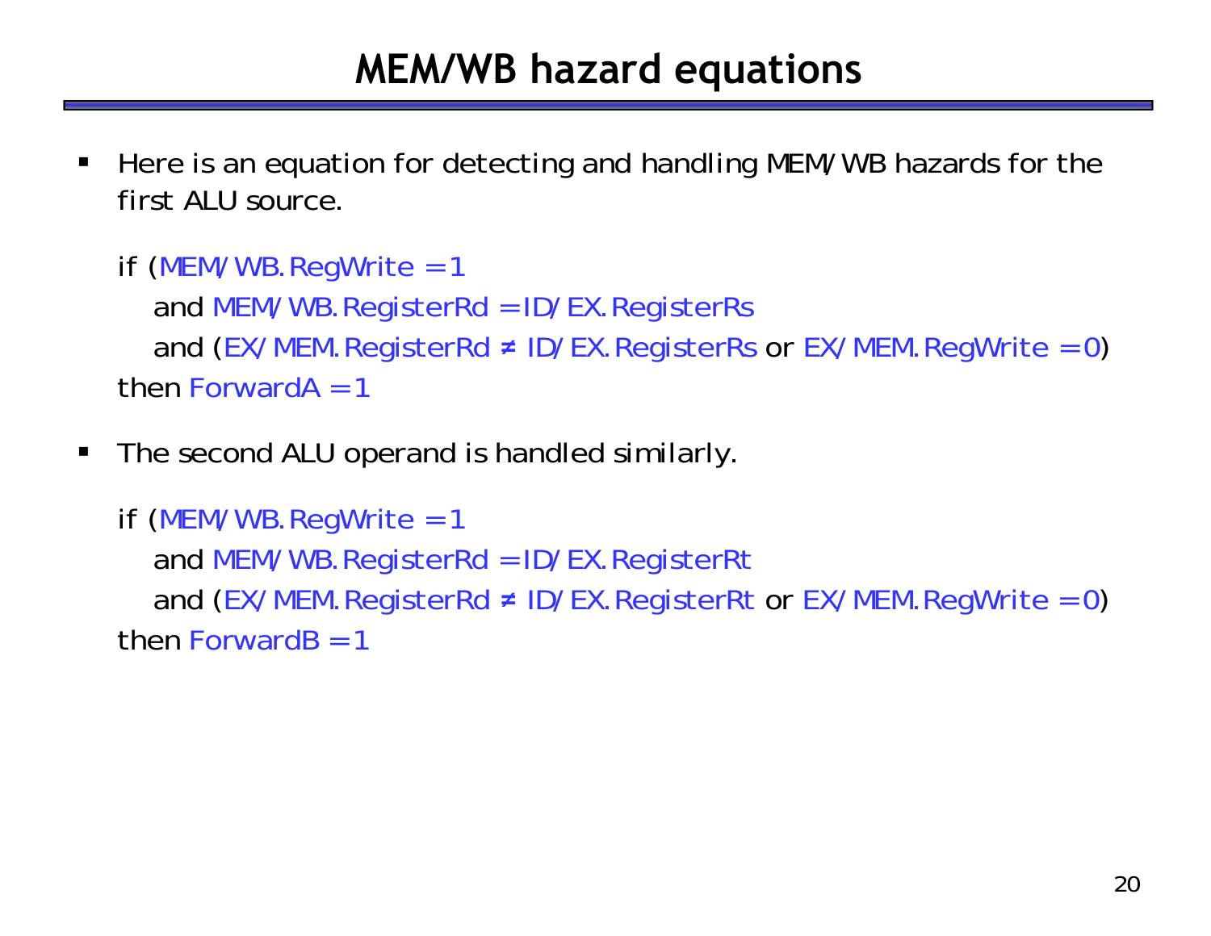# MEM/WB hazard equations

- Here is an equation for detecting and handling MEM/WB hazards for the first ALU source.

```
if (MEM/WB.RegWrite = 1
    and MEM/WB.RegisterRd = ID/EX.RegisterRs
    and (EX/MEM.RegisterRd ≠ ID/EX.RegisterRs or EX/MEM.RegWrite = 0)
then ForwardA = 1
```

- The second ALU operand is handled similarly.

```
if (MEM/WB.RegWrite = 1
    and MEM/WB.RegisterRd = ID/EX.RegisterRt
    and (EX/MEM.RegisterRd ≠ ID/EX.RegisterRt or EX/MEM.RegWrite = 0)
then ForwardB = 1
```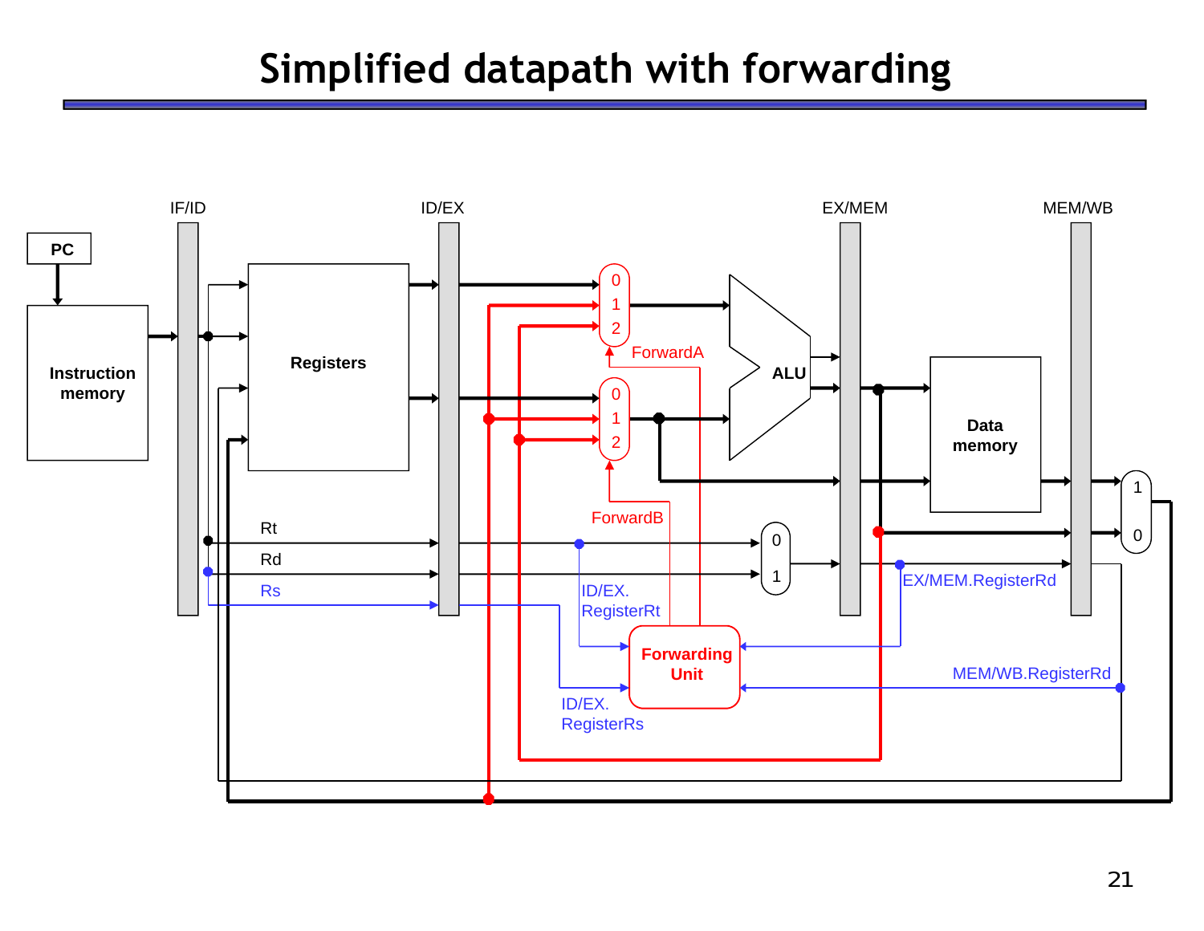# Simplified datapath with forwarding

PC

Instruction memory

IF/ID

Registers

ID/EX

EX/MEM

MEM/WB

ALU

Data memory

ForwardA

ForwardB

Forwarding Unit

Rt

Rd

Rs

ID/EX. RegisterRt

ID/EX. RegisterRs

EX/MEM.RegisterRd

MEM/WB.RegisterRd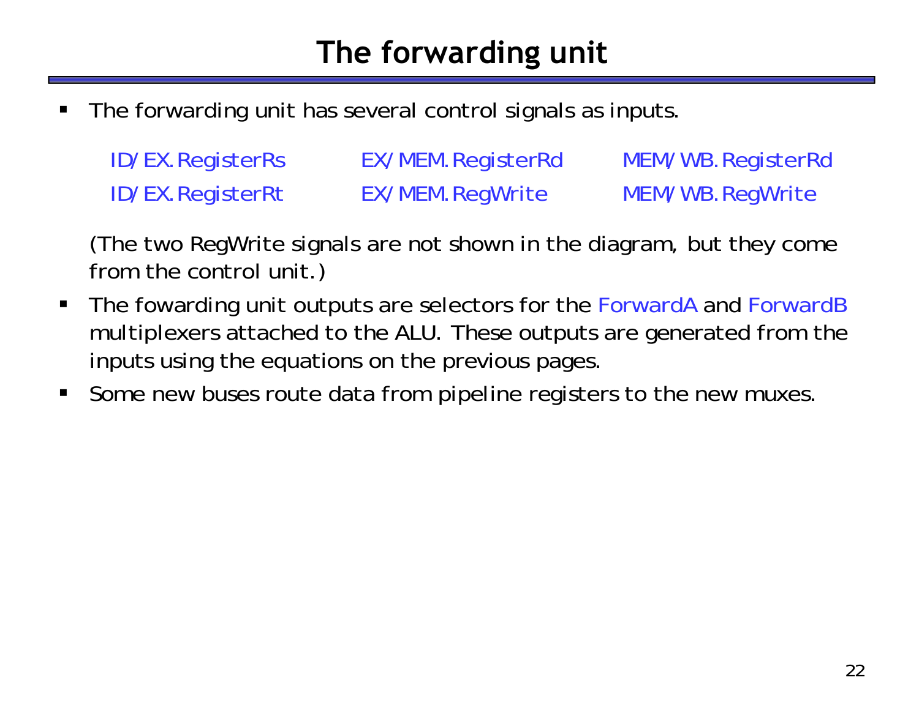# The forwarding unit

- The forwarding unit has several control signals as inputs.

  | | | |
  |---|---|---|
  | ID/EX.RegisterRs | EX/MEM.RegisterRd | MEM/WB.RegisterRd |
  | ID/EX.RegisterRt | EX/MEM.RegWrite | MEM/WB.RegWrite |

  (The two RegWrite signals are not shown in the diagram, but they come from the control unit.)

- The fowarding unit outputs are selectors for the ForwardA and ForwardB multiplexers attached to the ALU. These outputs are generated from the inputs using the equations on the previous pages.
- Some new buses route data from pipeline registers to the new muxes.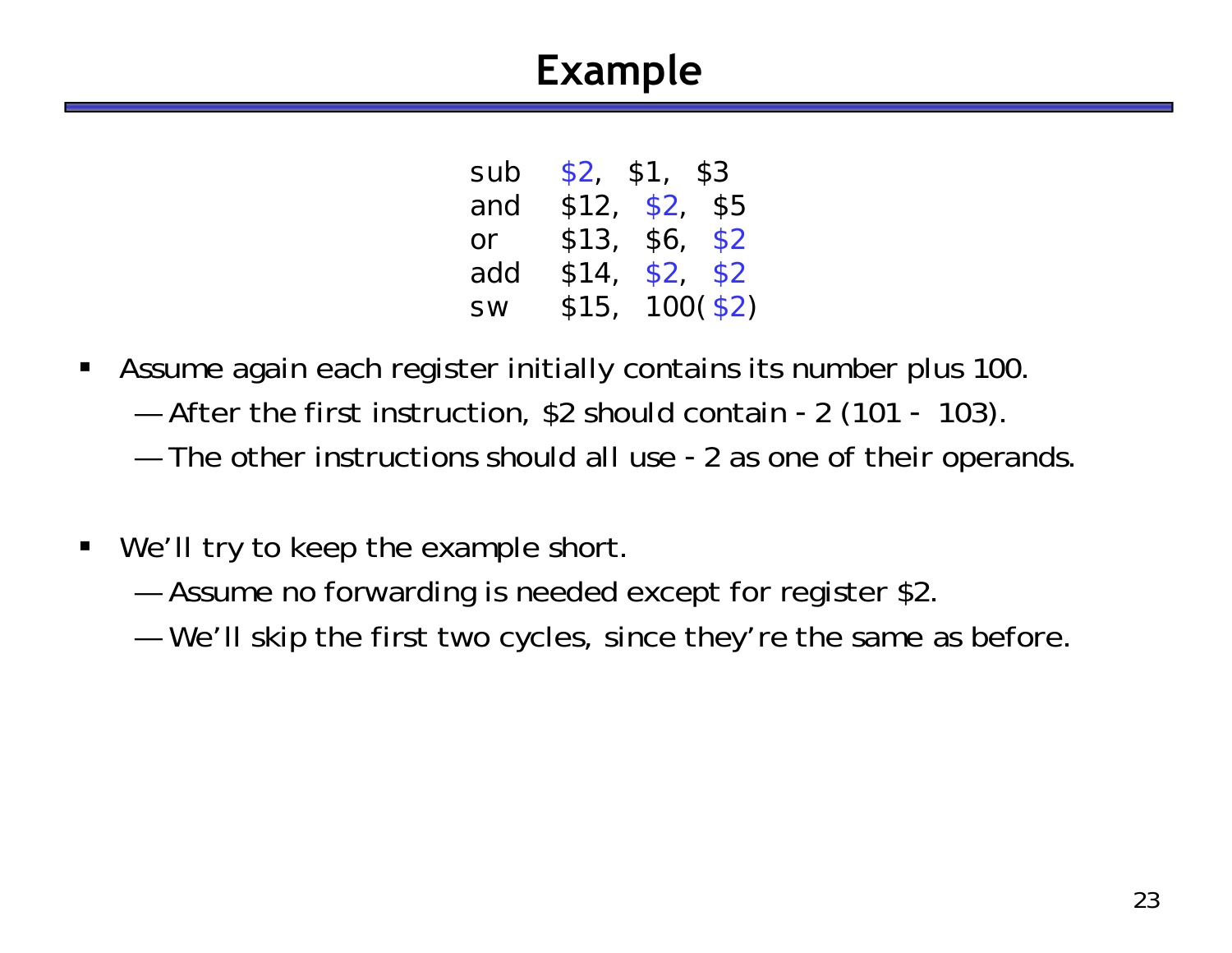# Example

```
sub   $2,  $1,  $3
and   $12, $2,  $5
or    $13, $6,  $2
add   $14, $2,  $2
sw    $15, 100($2)
```

- Assume again each register initially contains its number plus 100.
  - After the first instruction, $2 should contain -2 (101 - 103).
  - The other instructions should all use -2 as one of their operands.

- We'll try to keep the example short.
  - Assume no forwarding is needed except for register $2.
  - We'll skip the first two cycles, since they're the same as before.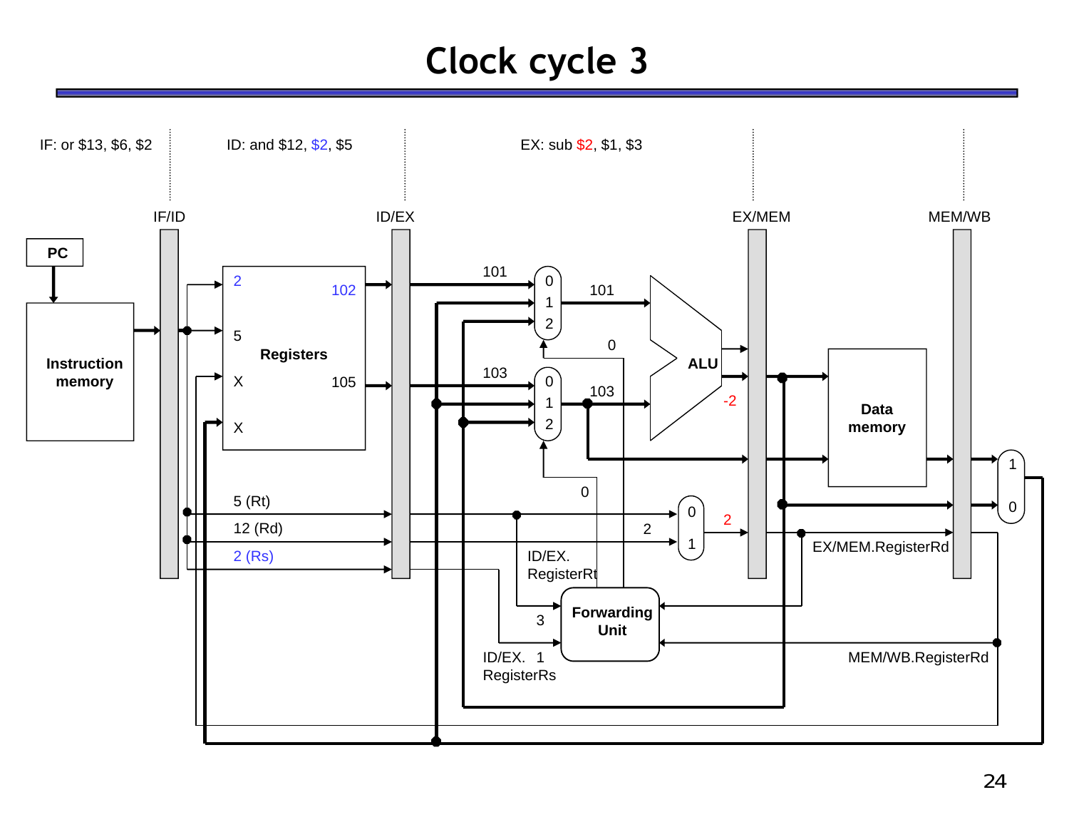# Clock cycle 3

IF: or $13, $6, $2

ID: and $12, $2, $5

EX: sub $2, $1, $3

IF/ID

ID/EX

EX/MEM

MEM/WB

PC

Instruction memory

Registers

2 102

5

X 105

X

101

0 1 2

101

0

103

0 1 2

103

ALU

-2

Data memory

1 0

5 (Rt)

12 (Rd)

2 (Rs)

0

0 1

2

2

ID/EX. RegisterRt

EX/MEM.RegisterRd

3

Forwarding Unit

ID/EX. 1 RegisterRs

MEM/WB.RegisterRd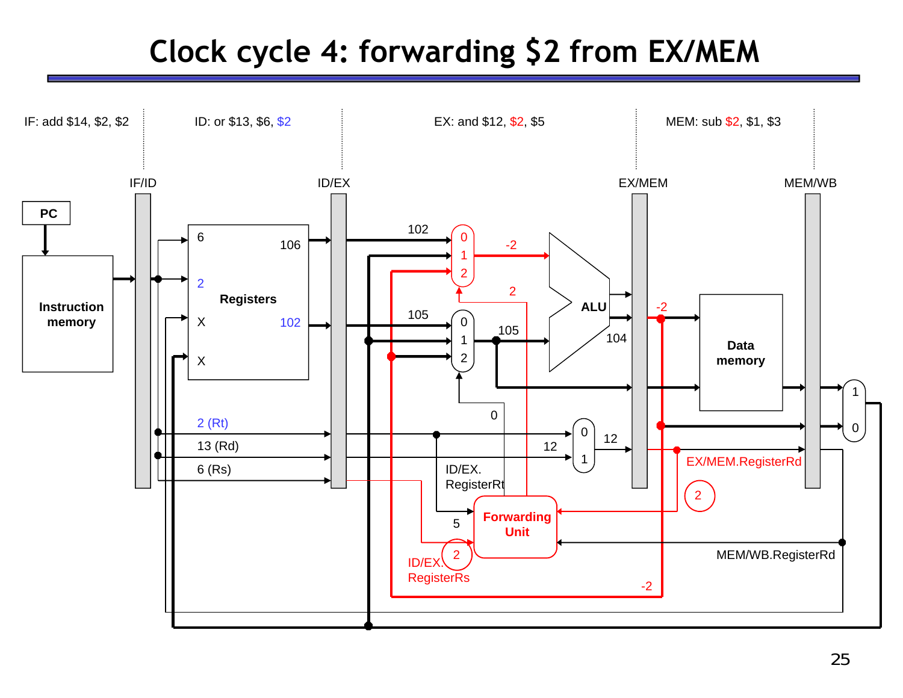# Clock cycle 4: forwarding $2 from EX/MEM

IF: add $14, $2, $2

ID: or $13, $6, $2

EX: and $12, $2, $5

MEM: sub $2, $1, $3

IF/ID

ID/EX

EX/MEM

MEM/WB

PC

Instruction memory

Registers

6

106

2

X

102

X

2 (Rt)

13 (Rd)

6 (Rs)

102

0

1

2

-2

2

105

0

1

2

105

ALU

104

-2

Data memory

1

0

0

0

1

12

12

ID/EX. RegisterRt

5

Forwarding Unit

2

ID/EX. RegisterRs

EX/MEM.RegisterRd

2

MEM/WB.RegisterRd

-2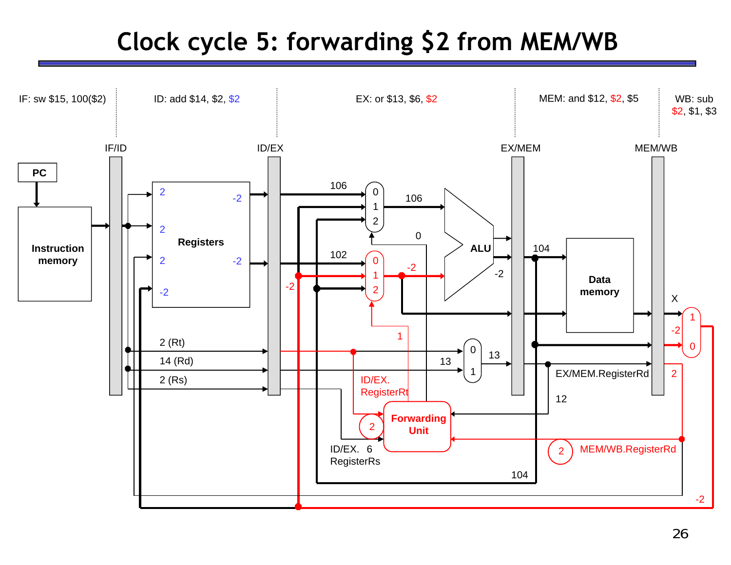# Clock cycle 5: forwarding $2 from MEM/WB

IF: sw $15, 100($2)

ID: add $14, $2, $2

EX: or $13, $6, $2

MEM: and $12, $2, $5

WB: sub $2, $1, $3

IF/ID, ID/EX, EX/MEM, MEM/WB

PC, Instruction memory, Registers, ALU, Data memory, Forwarding Unit

2 (Rt), 14 (Rd), 2 (Rs)

ID/EX. RegisterRt

ID/EX. RegisterRs

EX/MEM.RegisterRd

MEM/WB.RegisterRd

106, 102, 104, -2, 13, 12, 6, 0, 1, 2, X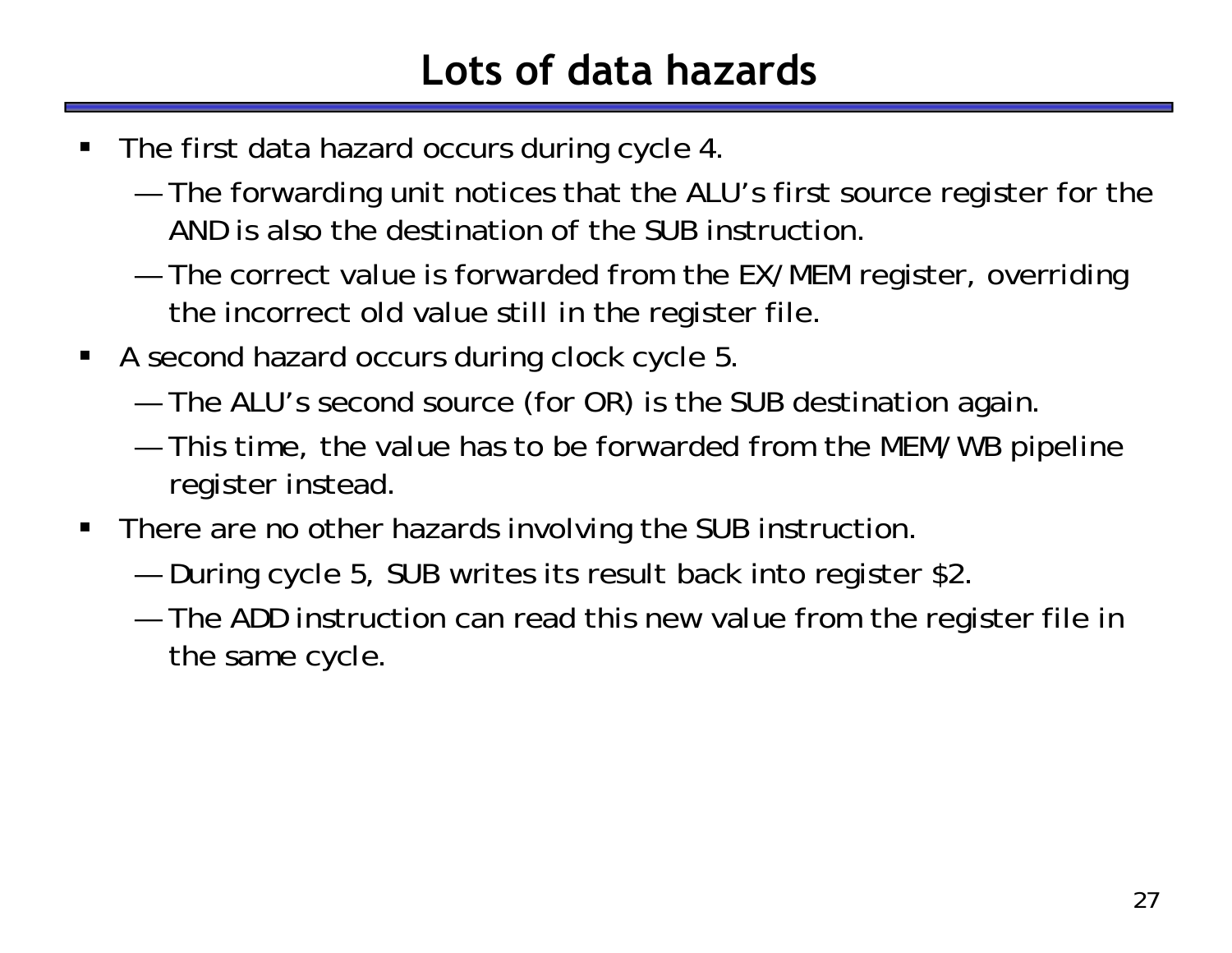# Lots of data hazards

- The first data hazard occurs during cycle 4.
  - The forwarding unit notices that the ALU's first source register for the AND is also the destination of the SUB instruction.
  - The correct value is forwarded from the EX/MEM register, overriding the incorrect old value still in the register file.
- A second hazard occurs during clock cycle 5.
  - The ALU's second source (for OR) is the SUB destination again.
  - This time, the value has to be forwarded from the MEM/WB pipeline register instead.
- There are no other hazards involving the SUB instruction.
  - During cycle 5, SUB writes its result back into register $2.
  - The ADD instruction can read this new value from the register file in the same cycle.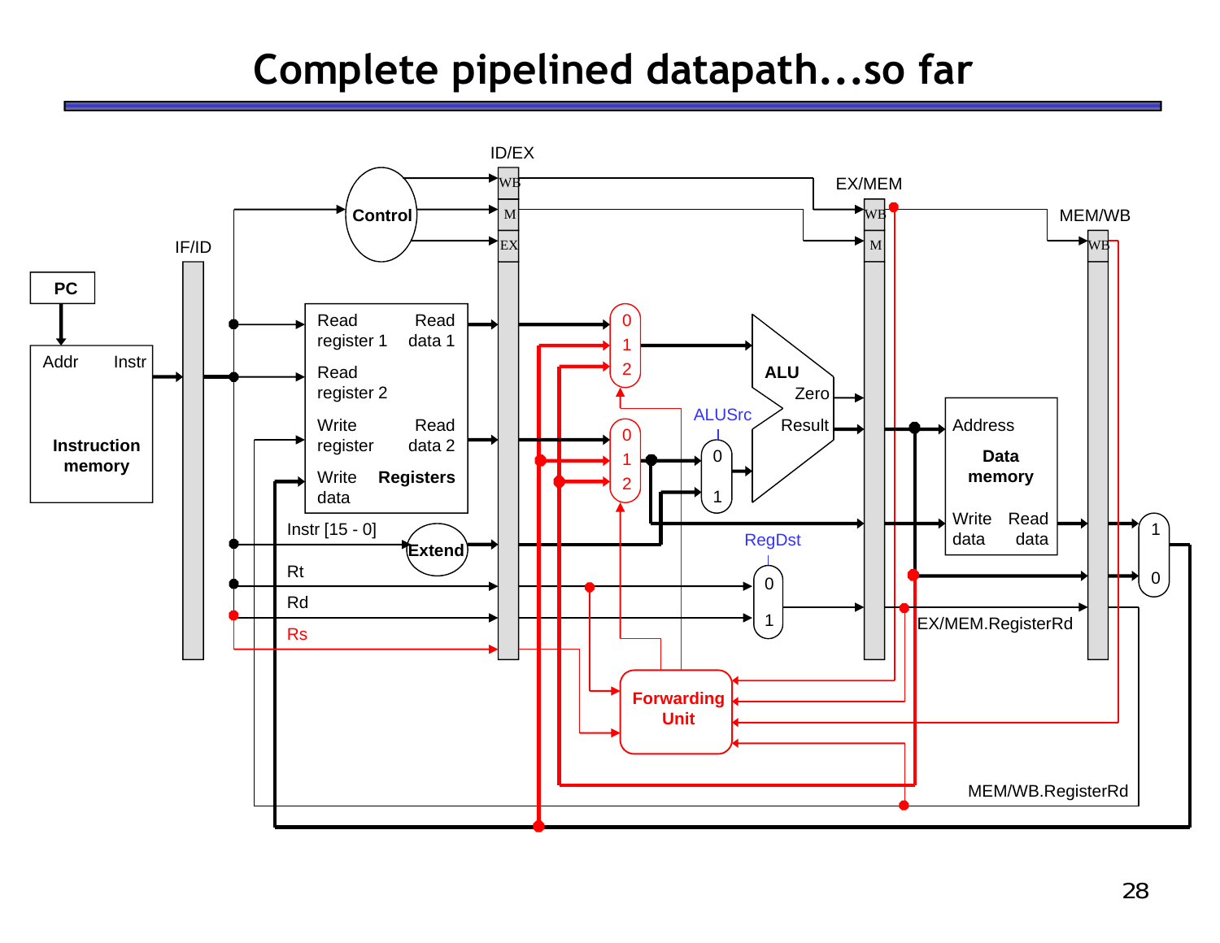# Complete pipelined datapath...so far

PC

Addr Instr

Instruction memory

IF/ID

Control

ID/EX

WB

M

EX

Read register 1

Read data 1

Read register 2

Write register

Read data 2

Write data

Registers

Instr [15 - 0]

Extend

Rt

Rd

Rs

0 1 2

0 1 2

ALUSrc

0 1

ALU

Zero

Result

RegDst

0 1

Forwarding Unit

EX/MEM

WB

M

Address

Data memory

Write data

Read data

EX/MEM.RegisterRd

MEM/WB

WB

1 0

MEM/WB.RegisterRd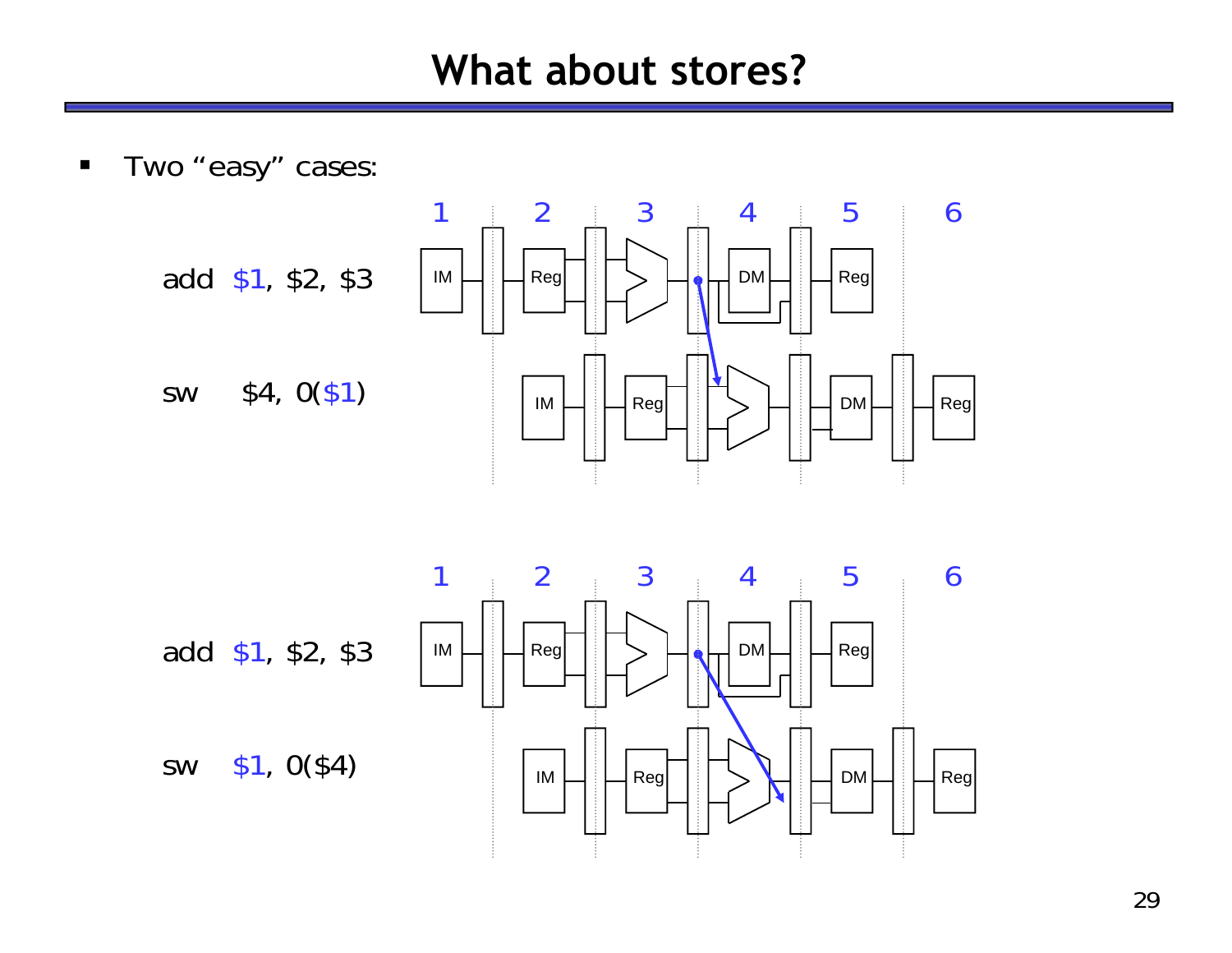# What about stores?

- Two "easy" cases:

add $1, $2, $3

sw $4, 0($1)

add $1, $2, $3

sw $1, 0($4)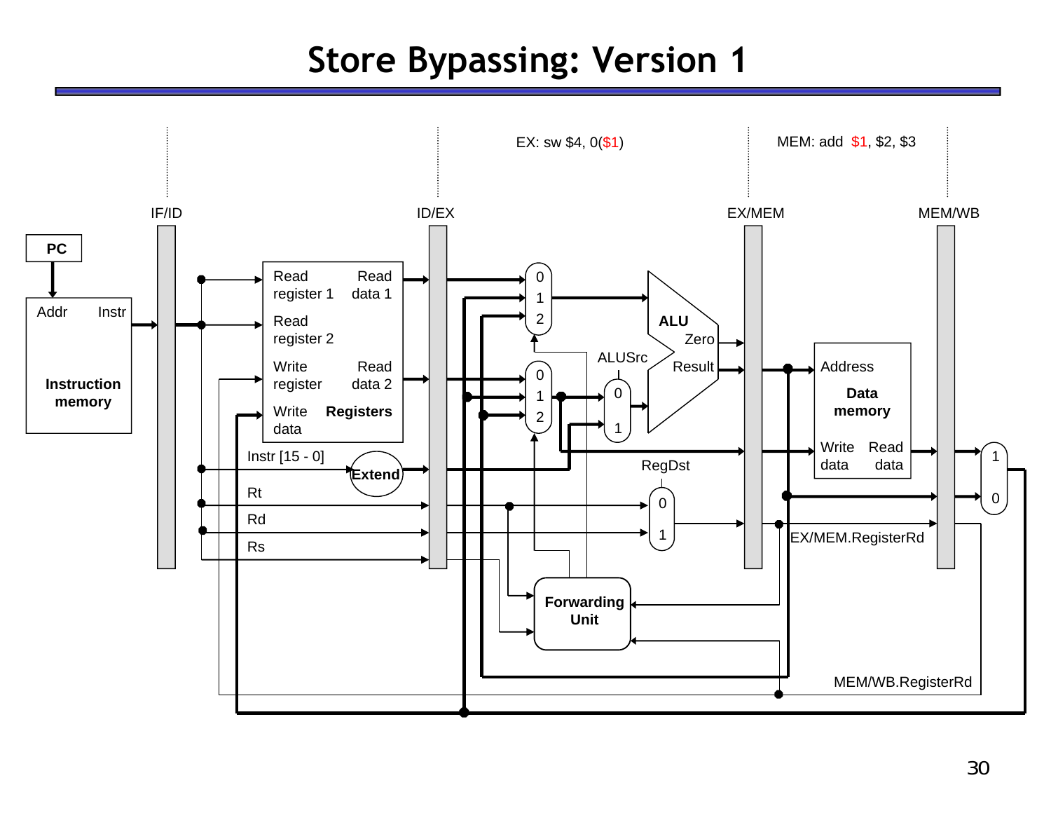# Store Bypassing: Version 1

EX: sw $4, 0($1)

MEM: add $1, $2, $3

IF/ID

ID/EX

EX/MEM

MEM/WB

PC

Addr Instr

Instruction memory

Read register 1

Read data 1

Read register 2

Write register

Read data 2

Write data

Registers

Instr [15 - 0]

Extend

Rt

Rd

Rs

ALU

Zero

Result

ALUSrc

RegDst

Address

Data memory

Write data

Read data

Forwarding Unit

EX/MEM.RegisterRd

MEM/WB.RegisterRd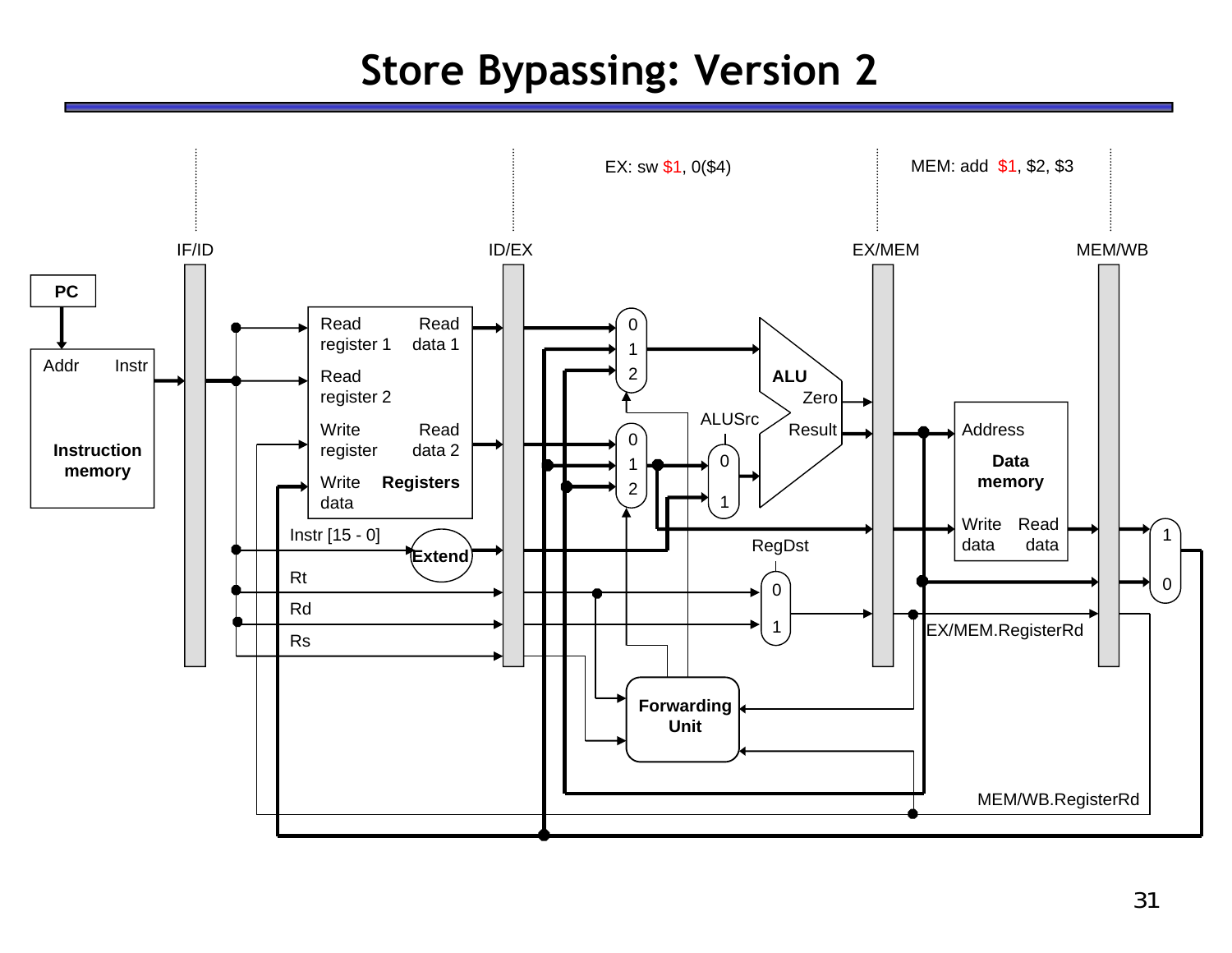# Store Bypassing: Version 2

EX: sw $1, 0($4)

MEM: add $1, $2, $3

IF/ID

ID/EX

EX/MEM

MEM/WB

PC

Addr Instr

Instruction memory

Read register 1

Read data 1

Read register 2

Write register

Read data 2

Write data

Registers

Instr [15 - 0]

Extend

Rt

Rd

Rs

ALU

Zero

Result

ALUSrc

RegDst

Address

Data memory

Write data

Read data

EX/MEM.RegisterRd

Forwarding Unit

MEM/WB.RegisterRd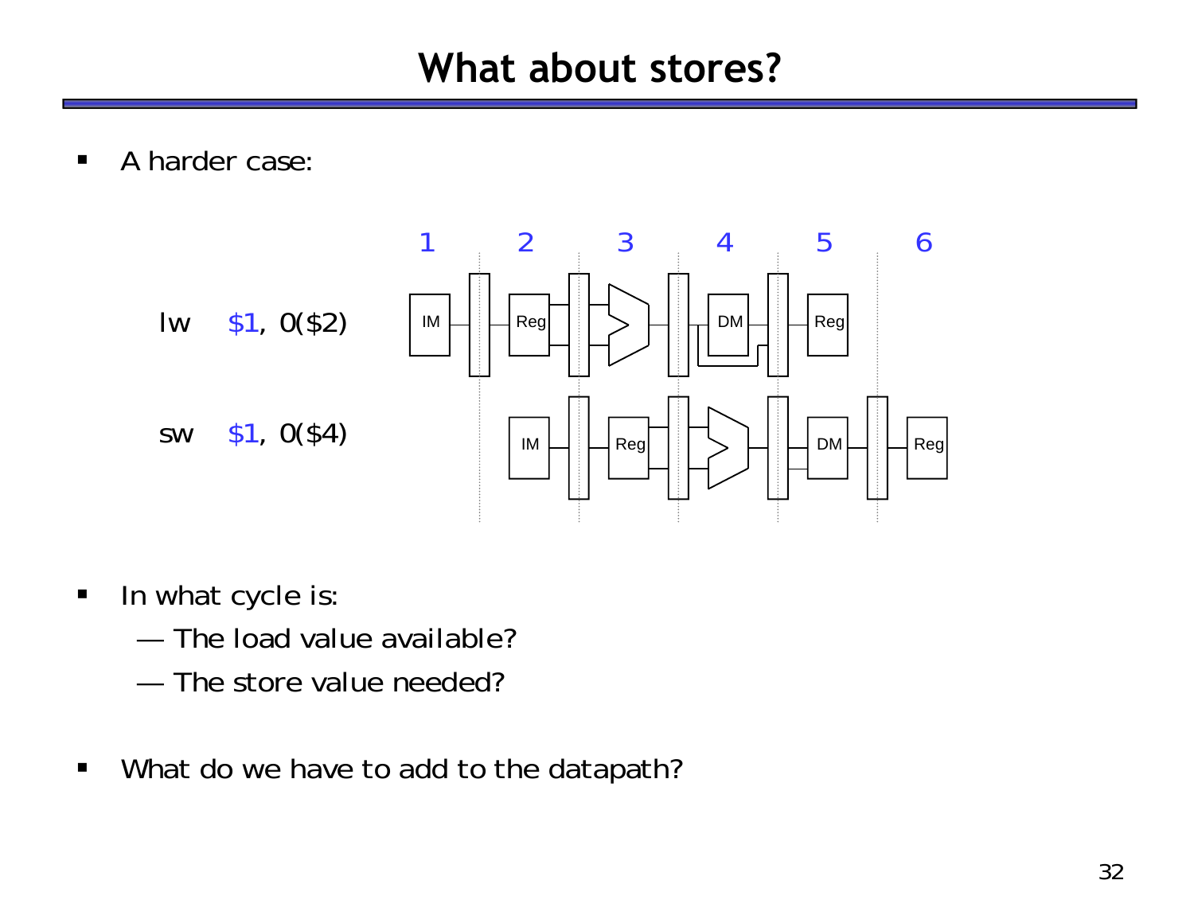# What about stores?

- A harder case:

```
lw    $1, 0($2)
sw    $1, 0($4)
```

- In what cycle is:
  - — The load value available?
  - — The store value needed?

- What do we have to add to the datapath?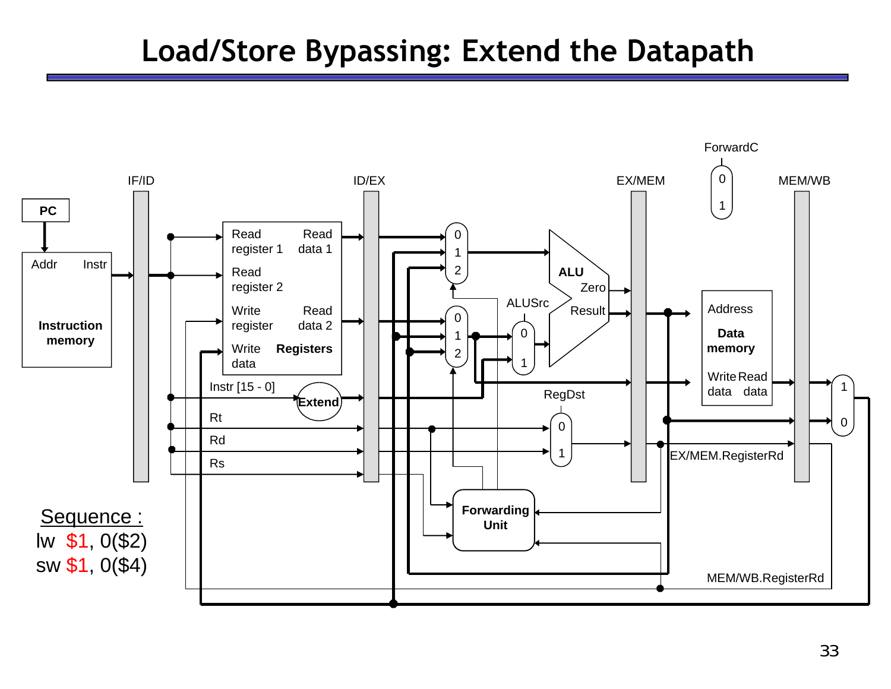# Load/Store Bypassing: Extend the Datapath

Sequence :

lw $1, 0($2)

sw $1, 0($4)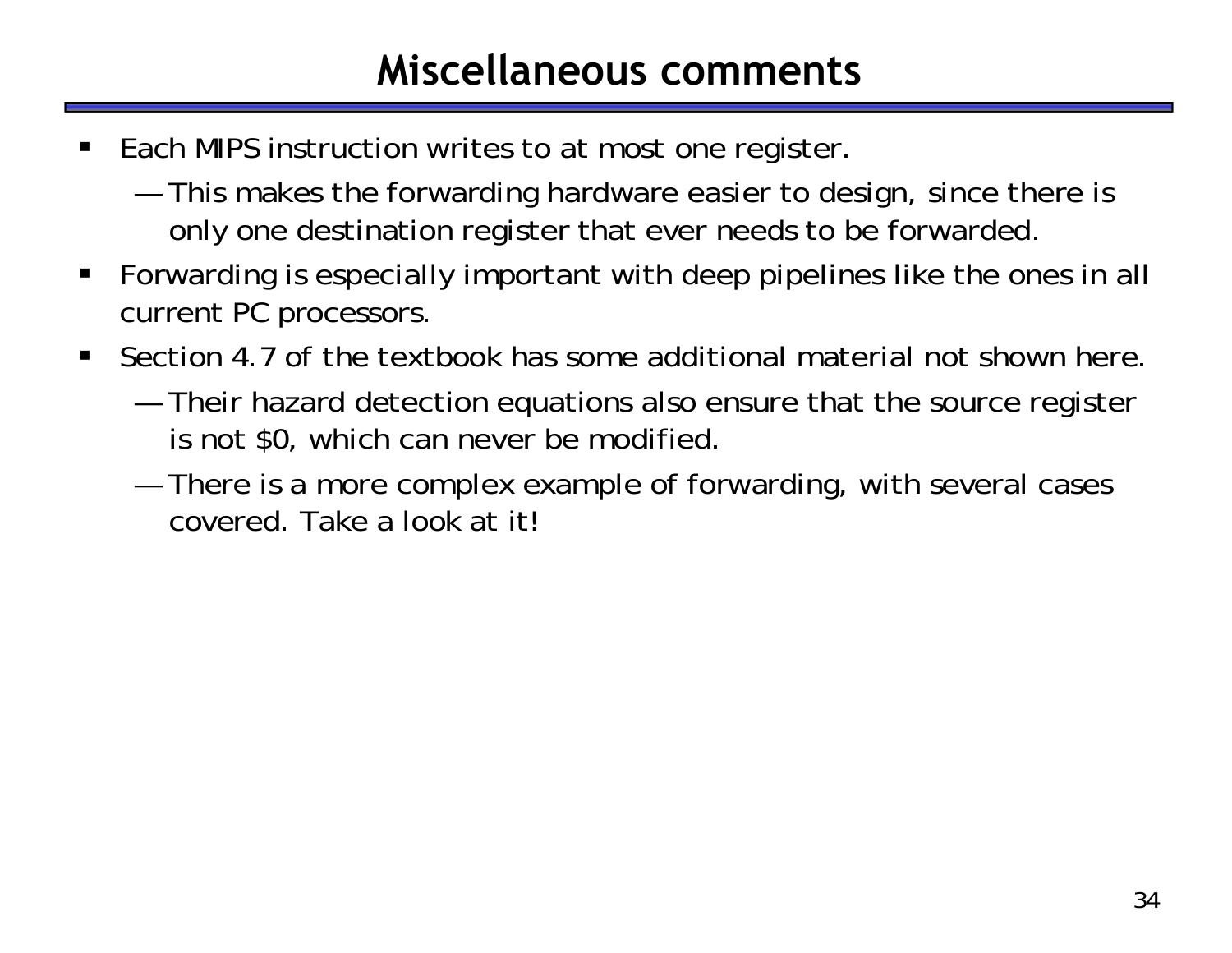# Miscellaneous comments

- Each MIPS instruction writes to at most one register.
  - This makes the forwarding hardware easier to design, since there is only one destination register that ever needs to be forwarded.
- Forwarding is especially important with deep pipelines like the ones in all current PC processors.
- Section 4.7 of the textbook has some additional material not shown here.
  - Their hazard detection equations also ensure that the source register is not $0, which can never be modified.
  - There is a more complex example of forwarding, with several cases covered. Take a look at it!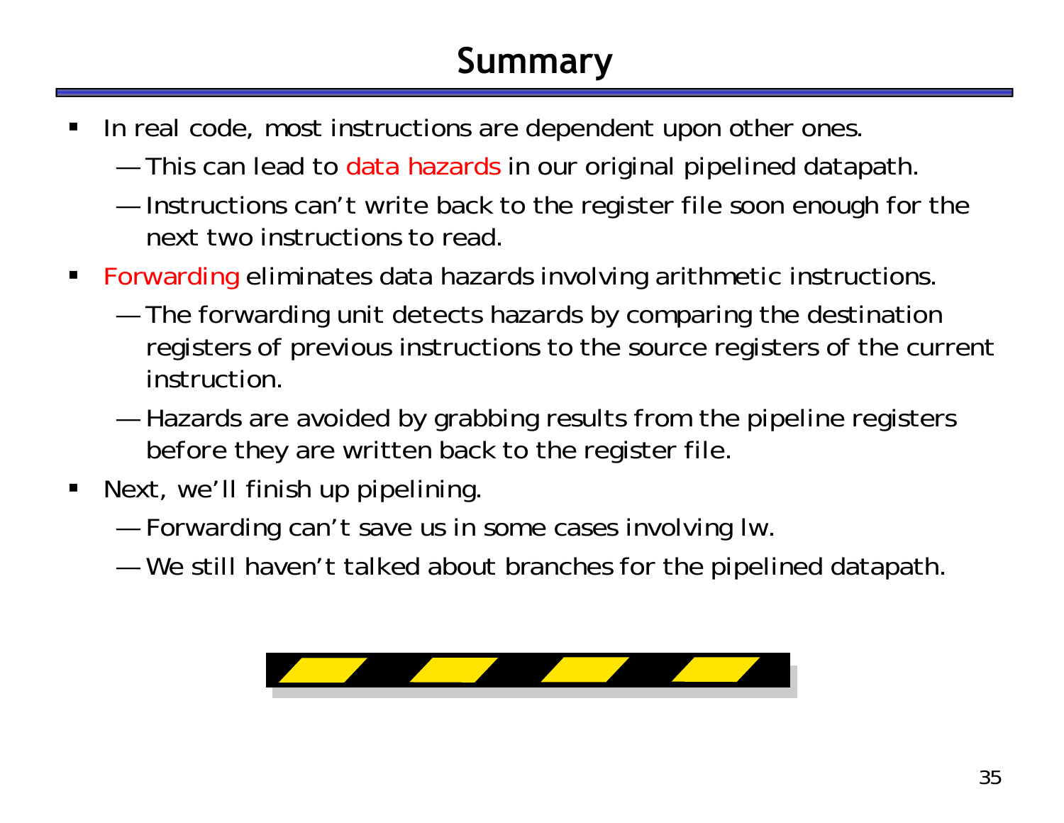# Summary

- In real code, most instructions are dependent upon other ones.
  - This can lead to data hazards in our original pipelined datapath.
  - Instructions can't write back to the register file soon enough for the next two instructions to read.
- Forwarding eliminates data hazards involving arithmetic instructions.
  - The forwarding unit detects hazards by comparing the destination registers of previous instructions to the source registers of the current instruction.
  - Hazards are avoided by grabbing results from the pipeline registers before they are written back to the register file.
- Next, we'll finish up pipelining.
  - Forwarding can't save us in some cases involving lw.
  - We still haven't talked about branches for the pipelined datapath.